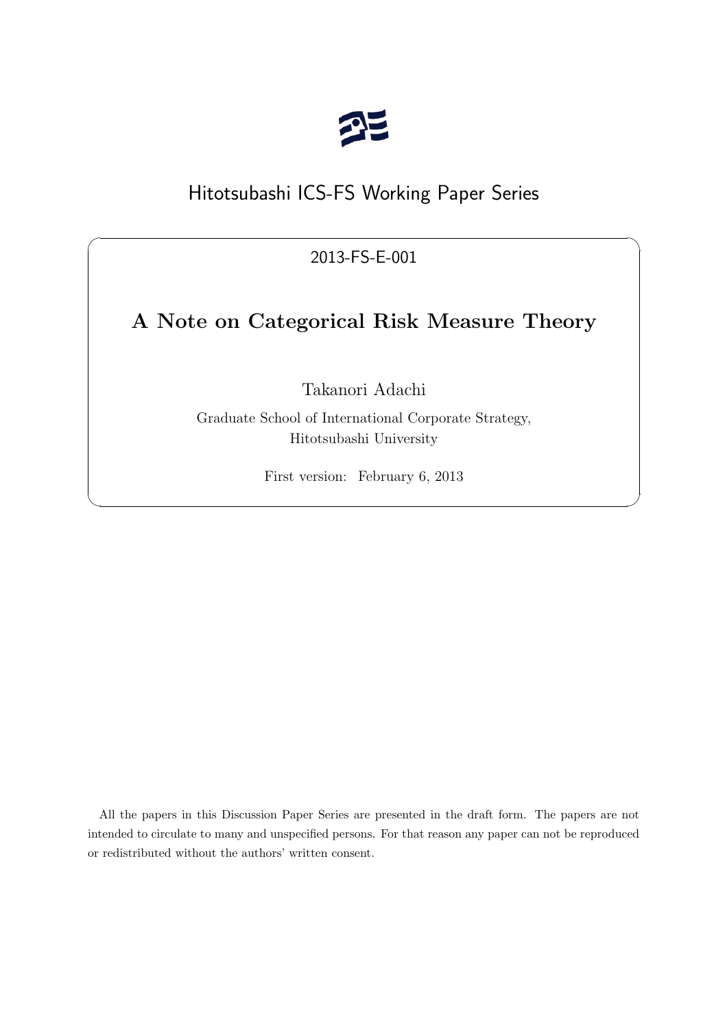Hitotsubashi ICS-FS Working Paper Series

2013-FS-E-001

# A Note on Categorical Risk Measure Theory

Takanori Adachi

Graduate School of International Corporate Strategy,
Hitotsubashi University

First version: February 6, 2013

All the papers in this Discussion Paper Series are presented in the draft form. The papers are not intended to circulate to many and unspecified persons. For that reason any paper can not be reproduced or redistributed without the authors' written consent.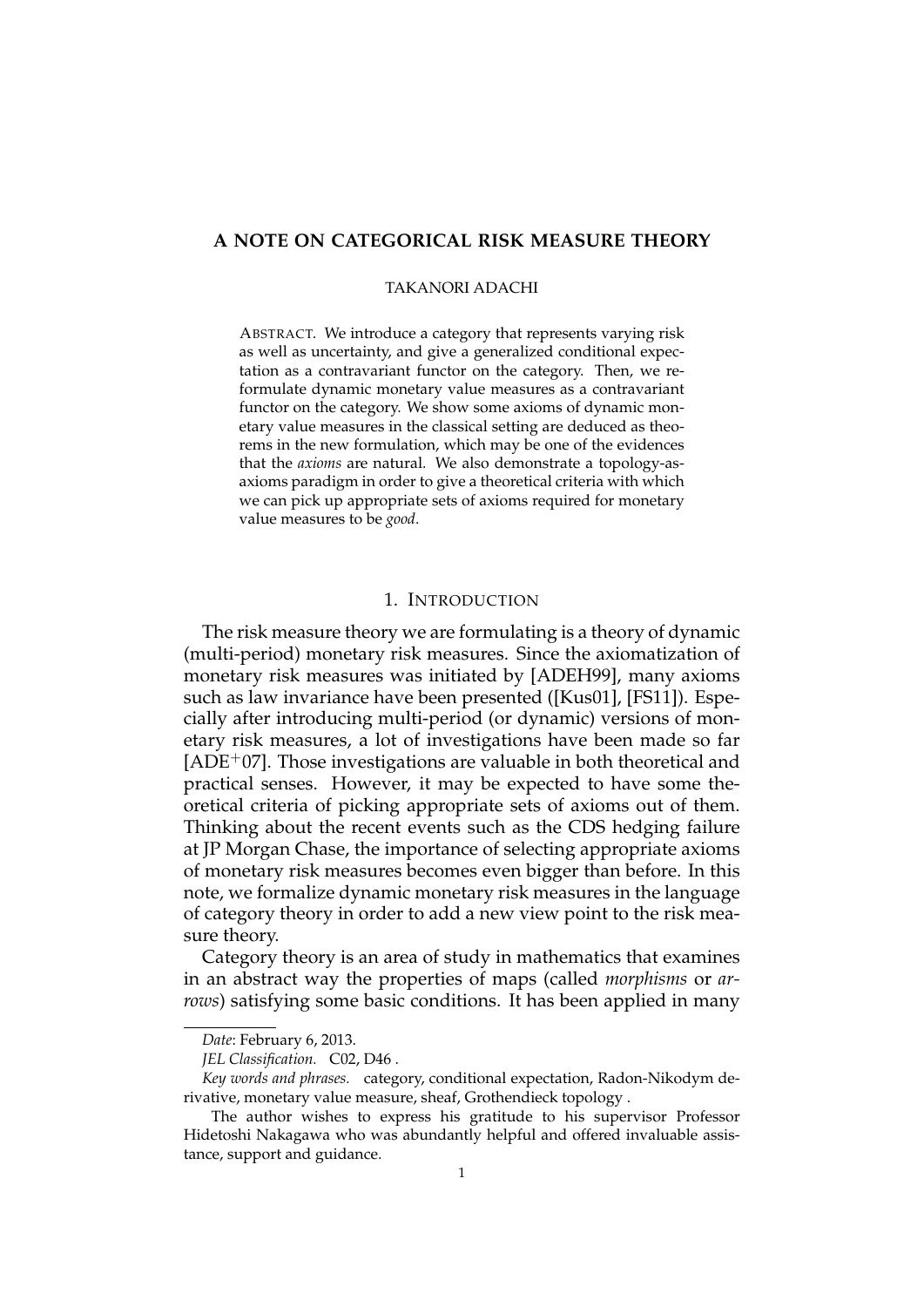# A NOTE ON CATEGORICAL RISK MEASURE THEORY

TAKANORI ADACHI

ABSTRACT. We introduce a category that represents varying risk as well as uncertainty, and give a generalized conditional expectation as a contravariant functor on the category. Then, we reformulate dynamic monetary value measures as a contravariant functor on the category. We show some axioms of dynamic monetary value measures in the classical setting are deduced as theorems in the new formulation, which may be one of the evidences that the *axioms* are natural. We also demonstrate a topology-as-axioms paradigm in order to give a theoretical criteria with which we can pick up appropriate sets of axioms required for monetary value measures to be *good*.

## 1. INTRODUCTION

The risk measure theory we are formulating is a theory of dynamic (multi-period) monetary risk measures. Since the axiomatization of monetary risk measures was initiated by [ADEH99], many axioms such as law invariance have been presented ([Kus01], [FS11]). Especially after introducing multi-period (or dynamic) versions of monetary risk measures, a lot of investigations have been made so far [ADE+07]. Those investigations are valuable in both theoretical and practical senses. However, it may be expected to have some theoretical criteria of picking appropriate sets of axioms out of them. Thinking about the recent events such as the CDS hedging failure at JP Morgan Chase, the importance of selecting appropriate axioms of monetary risk measures becomes even bigger than before. In this note, we formalize dynamic monetary risk measures in the language of category theory in order to add a new view point to the risk measure theory.

Category theory is an area of study in mathematics that examines in an abstract way the properties of maps (called *morphisms* or *arrows*) satisfying some basic conditions. It has been applied in many

---

*Date*: February 6, 2013.

*JEL Classification.* C02, D46 .

*Key words and phrases.* category, conditional expectation, Radon-Nikodym derivative, monetary value measure, sheaf, Grothendieck topology .

The author wishes to express his gratitude to his supervisor Professor Hidetoshi Nakagawa who was abundantly helpful and offered invaluable assistance, support and guidance.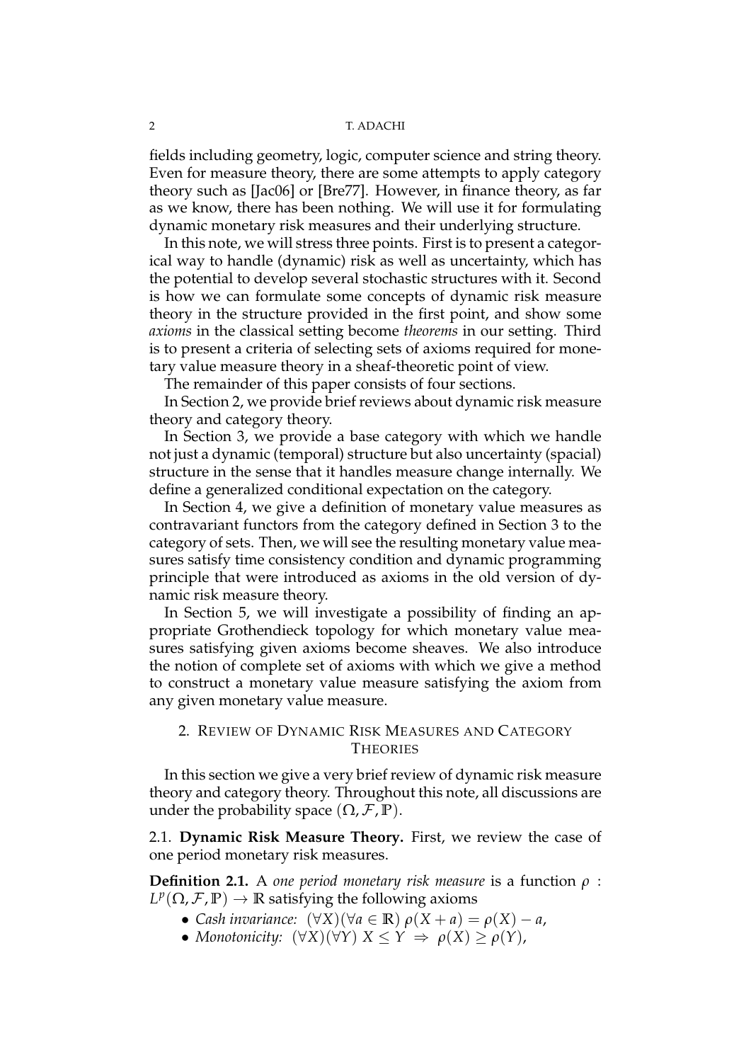fields including geometry, logic, computer science and string theory. Even for measure theory, there are some attempts to apply category theory such as [Jac06] or [Bre77]. However, in finance theory, as far as we know, there has been nothing. We will use it for formulating dynamic monetary risk measures and their underlying structure.

In this note, we will stress three points. First is to present a categorical way to handle (dynamic) risk as well as uncertainty, which has the potential to develop several stochastic structures with it. Second is how we can formulate some concepts of dynamic risk measure theory in the structure provided in the first point, and show some *axioms* in the classical setting become *theorems* in our setting. Third is to present a criteria of selecting sets of axioms required for monetary value measure theory in a sheaf-theoretic point of view.

The remainder of this paper consists of four sections.

In Section 2, we provide brief reviews about dynamic risk measure theory and category theory.

In Section 3, we provide a base category with which we handle not just a dynamic (temporal) structure but also uncertainty (spacial) structure in the sense that it handles measure change internally. We define a generalized conditional expectation on the category.

In Section 4, we give a definition of monetary value measures as contravariant functors from the category defined in Section 3 to the category of sets. Then, we will see the resulting monetary value measures satisfy time consistency condition and dynamic programming principle that were introduced as axioms in the old version of dynamic risk measure theory.

In Section 5, we will investigate a possibility of finding an appropriate Grothendieck topology for which monetary value measures satisfying given axioms become sheaves. We also introduce the notion of complete set of axioms with which we give a method to construct a monetary value measure satisfying the axiom from any given monetary value measure.

## 2. Review of Dynamic Risk Measures and Category Theories

In this section we give a very brief review of dynamic risk measure theory and category theory. Throughout this note, all discussions are under the probability space $(\Omega, \mathcal{F}, \mathbb{P})$.

### 2.1. Dynamic Risk Measure Theory.

First, we review the case of one period monetary risk measures.

**Definition 2.1.** A *one period monetary risk measure* is a function $\rho : L^p(\Omega, \mathcal{F}, \mathbb{P}) \to \mathbb{R}$ satisfying the following axioms

- *Cash invariance:* $(\forall X)(\forall a \in \mathbb{R})\, \rho(X + a) = \rho(X) - a$,
- *Monotonicity:* $(\forall X)(\forall Y)\; X \leq Y \;\Rightarrow\; \rho(X) \geq \rho(Y)$,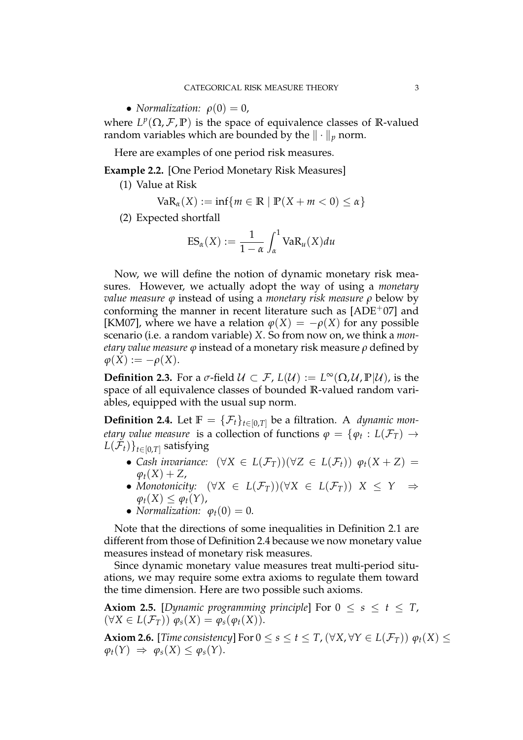- *Normalization:* $\rho(0) = 0$,

where $L^p(\Omega, \mathcal{F}, \mathbb{P})$ is the space of equivalence classes of $\mathbb{R}$-valued random variables which are bounded by the $\| \cdot \|_p$ norm.

Here are examples of one period risk measures.

**Example 2.2.** [One Period Monetary Risk Measures]

(1) Value at Risk

$$\mathrm{VaR}_\alpha(X) := \inf\{m \in \mathbb{R} \mid \mathbb{P}(X + m < 0) \leq \alpha\}$$

(2) Expected shortfall

$$\mathrm{ES}_\alpha(X) := \frac{1}{1-\alpha} \int_\alpha^1 \mathrm{VaR}_u(X) du$$

Now, we will define the notion of dynamic monetary risk measures. However, we actually adopt the way of using a *monetary value measure* $\varphi$ instead of using a *monetary risk measure* $\rho$ below by conforming the manner in recent literature such as [ADE+07] and [KM07], where we have a relation $\varphi(X) = -\rho(X)$ for any possible scenario (i.e. a random variable) $X$. So from now on, we think a *monetary value measure* $\varphi$ instead of a monetary risk measure $\rho$ defined by $\varphi(X) := -\rho(X)$.

**Definition 2.3.** For a $\sigma$-field $\mathcal{U} \subset \mathcal{F}$, $L(\mathcal{U}) := L^\infty(\Omega, \mathcal{U}, \mathbb{P}|\mathcal{U})$, is the space of all equivalence classes of bounded $\mathbb{R}$-valued random variables, equipped with the usual sup norm.

**Definition 2.4.** Let $\mathbb{F} = \{\mathcal{F}_t\}_{t \in [0,T]}$ be a filtration. A *dynamic monetary value measure* is a collection of functions $\varphi = \{\varphi_t : L(\mathcal{F}_T) \to L(\mathcal{F}_t)\}_{t \in [0,T]}$ satisfying

- *Cash invariance:* $(\forall X \in L(\mathcal{F}_T))(\forall Z \in L(\mathcal{F}_t))\ \varphi_t(X + Z) = \varphi_t(X) + Z$,
- *Monotonicity:* $(\forall X \in L(\mathcal{F}_T))(\forall X \in L(\mathcal{F}_T))\ X \leq Y \Rightarrow \varphi_t(X) \leq \varphi_t(Y)$,
- *Normalization:* $\varphi_t(0) = 0$.

Note that the directions of some inequalities in Definition 2.1 are different from those of Definition 2.4 because we now monetary value measures instead of monetary risk measures.

Since dynamic monetary value measures treat multi-period situations, we may require some extra axioms to regulate them toward the time dimension. Here are two possible such axioms.

**Axiom 2.5.** [*Dynamic programming principle*] For $0 \leq s \leq t \leq T$, $(\forall X \in L(\mathcal{F}_T))\ \varphi_s(X) = \varphi_s(\varphi_t(X))$.

**Axiom 2.6.** [*Time consistency*] For $0 \leq s \leq t \leq T$, $(\forall X, \forall Y \in L(\mathcal{F}_T))\ \varphi_t(X) \leq \varphi_t(Y) \Rightarrow \varphi_s(X) \leq \varphi_s(Y)$.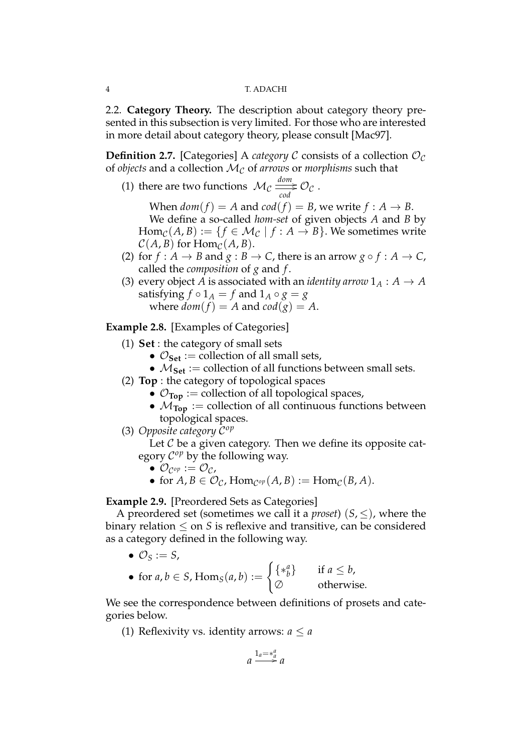### 2.2. Category Theory.

The description about category theory presented in this subsection is very limited. For those who are interested in more detail about category theory, please consult [Mac97].

**Definition 2.7.** [Categories] A *category* $\mathcal{C}$ consists of a collection $\mathcal{O}_\mathcal{C}$ of *objects* and a collection $\mathcal{M}_\mathcal{C}$ of *arrows* or *morphisms* such that

(1) there are two functions $\mathcal{M}_\mathcal{C} \underset{cod}{\overset{dom}{\rightrightarrows}} \mathcal{O}_\mathcal{C}$ .

When $dom(f) = A$ and $cod(f) = B$, we write $f : A \to B$.
We define a so-called *hom-set* of given objects $A$ and $B$ by $\mathrm{Hom}_\mathcal{C}(A, B) := \{f \in \mathcal{M}_\mathcal{C} \mid f : A \to B\}$. We sometimes write $\mathcal{C}(A, B)$ for $\mathrm{Hom}_\mathcal{C}(A, B)$.

(2) for $f : A \to B$ and $g : B \to C$, there is an arrow $g \circ f : A \to C$, called the *composition* of $g$ and $f$.

(3) every object $A$ is associated with an *identity arrow* $1_A : A \to A$ satisfying $f \circ 1_A = f$ and $1_A \circ g = g$ where $dom(f) = A$ and $cod(g) = A$.

**Example 2.8.** [Examples of Categories]

(1) **Set** : the category of small sets
- $\mathcal{O}_{\mathbf{Set}} :=$ collection of all small sets,
- $\mathcal{M}_{\mathbf{Set}} :=$ collection of all functions between small sets.

(2) **Top** : the category of topological spaces
- $\mathcal{O}_{\mathbf{Top}} :=$ collection of all topological spaces,
- $\mathcal{M}_{\mathbf{Top}} :=$ collection of all continuous functions between topological spaces.

(3) *Opposite category $\mathcal{C}^{op}$*

Let $\mathcal{C}$ be a given category. Then we define its opposite category $\mathcal{C}^{op}$ by the following way.
- $\mathcal{O}_{\mathcal{C}^{op}} := \mathcal{O}_\mathcal{C}$,
- for $A, B \in \mathcal{O}_\mathcal{C}$, $\mathrm{Hom}_{\mathcal{C}^{op}}(A, B) := \mathrm{Hom}_\mathcal{C}(B, A)$.

**Example 2.9.** [Preordered Sets as Categories]

A preordered set (sometimes we call it a *proset*) $(S, \leq)$, where the binary relation $\leq$ on $S$ is reflexive and transitive, can be considered as a category defined in the following way.

- $\mathcal{O}_S := S$,
- for $a, b \in S$, $\mathrm{Hom}_S(a, b) := \begin{cases} \{*^a_b\} & \text{if } a \leq b, \\ \varnothing & \text{otherwise.} \end{cases}$

We see the correspondence between definitions of prosets and categories below.

(1) Reflexivity vs. identity arrows: $a \leq a$

$$a \xrightarrow{1_a = *^a_a} a$$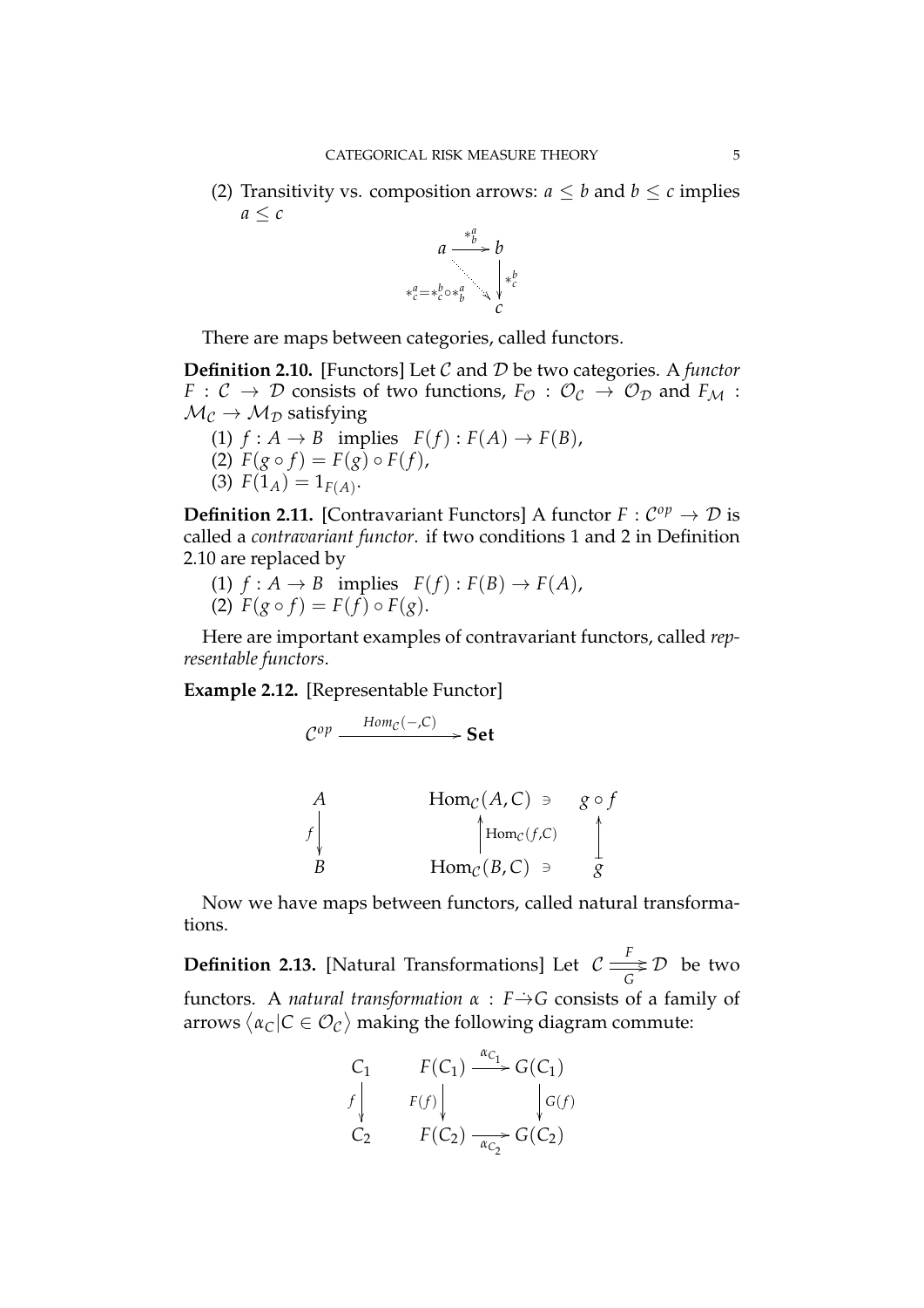(2) Transitivity vs. composition arrows: $a \leq b$ and $b \leq c$ implies $a \leq c$

$$
\begin{array}{ccc}
a & \xrightarrow{*_b^a} & b \\
 & {\scriptstyle *_c^a = *_c^b \circ *_b^a} \searrow & \downarrow {\scriptstyle *_c^b} \\
 & & c
\end{array}
$$

There are maps between categories, called functors.

**Definition 2.10.** [Functors] Let $\mathcal{C}$ and $\mathcal{D}$ be two categories. A *functor* $F : \mathcal{C} \to \mathcal{D}$ consists of two functions, $F_{\mathcal{O}} : \mathcal{O}_{\mathcal{C}} \to \mathcal{O}_{\mathcal{D}}$ and $F_{\mathcal{M}} : \mathcal{M}_{\mathcal{C}} \to \mathcal{M}_{\mathcal{D}}$ satisfying

(1) $f : A \to B$ implies $F(f) : F(A) \to F(B)$,
(2) $F(g \circ f) = F(g) \circ F(f)$,
(3) $F(1_A) = 1_{F(A)}$.

**Definition 2.11.** [Contravariant Functors] A functor $F : \mathcal{C}^{op} \to \mathcal{D}$ is called a *contravariant functor*. if two conditions 1 and 2 in Definition 2.10 are replaced by

(1) $f : A \to B$ implies $F(f) : F(B) \to F(A)$,
(2) $F(g \circ f) = F(f) \circ F(g)$.

Here are important examples of contravariant functors, called *representable functors*.

**Example 2.12.** [Representable Functor]

$$
\mathcal{C}^{op} \xrightarrow{Hom_{\mathcal{C}}(-,C)} \mathbf{Set}
$$

$$
\begin{array}{ccccc}
A & & \mathrm{Hom}_{\mathcal{C}}(A, C) & \ni & g \circ f \\
{\scriptstyle f} \downarrow & & \uparrow {\scriptstyle \mathrm{Hom}_{\mathcal{C}}(f,C)} & & \uparrow \\
B & & \mathrm{Hom}_{\mathcal{C}}(B, C) & \ni & g
\end{array}
$$

Now we have maps between functors, called natural transformations.

**Definition 2.13.** [Natural Transformations] Let $\mathcal{C} \overset{F}{\underset{G}{\rightrightarrows}} \mathcal{D}$ be two functors. A *natural transformation* $\alpha : F \dot{\to} G$ consists of a family of arrows $\langle \alpha_C | C \in \mathcal{O}_{\mathcal{C}} \rangle$ making the following diagram commute:

$$
\begin{array}{ccccc}
C_1 & & F(C_1) & \xrightarrow{\alpha_{C_1}} & G(C_1) \\
{\scriptstyle f} \downarrow & & {\scriptstyle F(f)} \downarrow & & \downarrow {\scriptstyle G(f)} \\
C_2 & & F(C_2) & \xrightarrow[\alpha_{C_2}]{} & G(C_2)
\end{array}
$$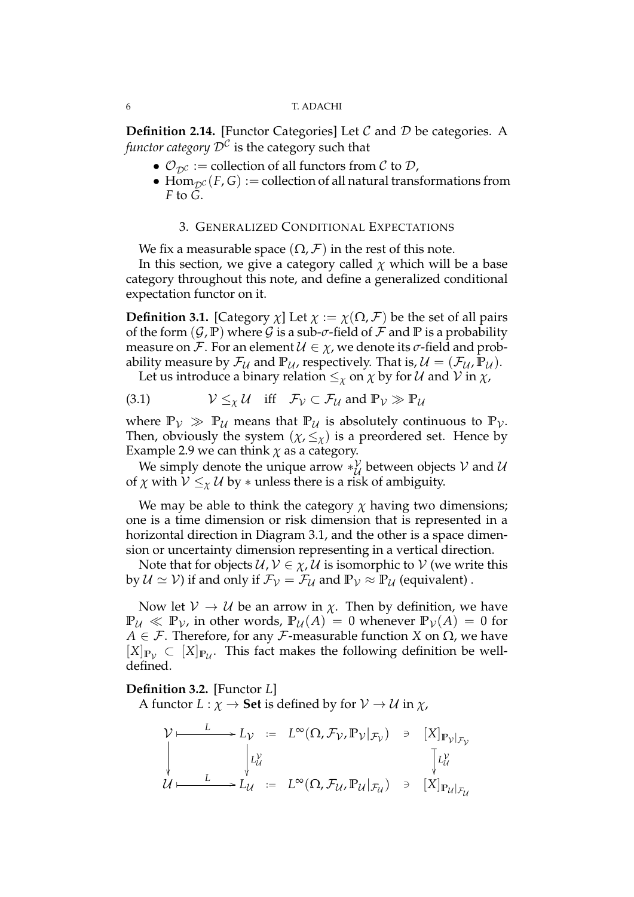**Definition 2.14.** [Functor Categories] Let $\mathcal{C}$ and $\mathcal{D}$ be categories. A *functor category* $\mathcal{D}^{\mathcal{C}}$ is the category such that

- $\mathcal{O}_{\mathcal{D}^{\mathcal{C}}} :=$ collection of all functors from $\mathcal{C}$ to $\mathcal{D}$,
- $\mathrm{Hom}_{\mathcal{D}^{\mathcal{C}}}(F, G) :=$ collection of all natural transformations from $F$ to $G$.

## 3. Generalized Conditional Expectations

We fix a measurable space $(\Omega, \mathcal{F})$ in the rest of this note.

In this section, we give a category called $\chi$ which will be a base category throughout this note, and define a generalized conditional expectation functor on it.

**Definition 3.1.** [Category $\chi$] Let $\chi := \chi(\Omega, \mathcal{F})$ be the set of all pairs of the form $(\mathcal{G}, \mathbb{P})$ where $\mathcal{G}$ is a sub-$\sigma$-field of $\mathcal{F}$ and $\mathbb{P}$ is a probability measure on $\mathcal{F}$. For an element $\mathcal{U} \in \chi$, we denote its $\sigma$-field and probability measure by $\mathcal{F}_{\mathcal{U}}$ and $\mathbb{P}_{\mathcal{U}}$, respectively. That is, $\mathcal{U} = (\mathcal{F}_{\mathcal{U}}, \mathbb{P}_{\mathcal{U}})$.

Let us introduce a binary relation $\leq_{\chi}$ on $\chi$ by for $\mathcal{U}$ and $\mathcal{V}$ in $\chi$,

$$\mathcal{V} \leq_{\chi} \mathcal{U} \quad \text{iff} \quad \mathcal{F}_{\mathcal{V}} \subset \mathcal{F}_{\mathcal{U}} \text{ and } \mathbb{P}_{\mathcal{V}} \gg \mathbb{P}_{\mathcal{U}} \tag{3.1}$$

where $\mathbb{P}_{\mathcal{V}} \gg \mathbb{P}_{\mathcal{U}}$ means that $\mathbb{P}_{\mathcal{U}}$ is absolutely continuous to $\mathbb{P}_{\mathcal{V}}$. Then, obviously the system $(\chi, \leq_{\chi})$ is a preordered set. Hence by Example 2.9 we can think $\chi$ as a category.

We simply denote the unique arrow $*_{\mathcal{U}}^{\mathcal{V}}$ between objects $\mathcal{V}$ and $\mathcal{U}$ of $\chi$ with $\mathcal{V} \leq_{\chi} \mathcal{U}$ by $*$ unless there is a risk of ambiguity.

We may be able to think the category $\chi$ having two dimensions; one is a time dimension or risk dimension that is represented in a horizontal direction in Diagram 3.1, and the other is a space dimension or uncertainty dimension representing in a vertical direction.

Note that for objects $\mathcal{U}, \mathcal{V} \in \chi$, $\mathcal{U}$ is isomorphic to $\mathcal{V}$ (we write this by $\mathcal{U} \simeq \mathcal{V}$) if and only if $\mathcal{F}_{\mathcal{V}} = \mathcal{F}_{\mathcal{U}}$ and $\mathbb{P}_{\mathcal{V}} \approx \mathbb{P}_{\mathcal{U}}$ (equivalent).

Now let $\mathcal{V} \to \mathcal{U}$ be an arrow in $\chi$. Then by definition, we have $\mathbb{P}_{\mathcal{U}} \ll \mathbb{P}_{\mathcal{V}}$, in other words, $\mathbb{P}_{\mathcal{U}}(A) = 0$ whenever $\mathbb{P}_{\mathcal{V}}(A) = 0$ for $A \in \mathcal{F}$. Therefore, for any $\mathcal{F}$-measurable function $X$ on $\Omega$, we have $[X]_{\mathbb{P}_{\mathcal{V}}} \subset [X]_{\mathbb{P}_{\mathcal{U}}}$. This fact makes the following definition be well-defined.

**Definition 3.2.** [Functor $L$]

A functor $L : \chi \to \mathbf{Set}$ is defined by for $\mathcal{V} \to \mathcal{U}$ in $\chi$,

$$\begin{array}{ccccccc}
\mathcal{V} & \overset{L}{\longmapsto} & L_{\mathcal{V}} & := & L^{\infty}(\Omega, \mathcal{F}_{\mathcal{V}}, \mathbb{P}_{\mathcal{V}}|_{\mathcal{F}_{\mathcal{V}}}) & \ni & [X]_{\mathbb{P}_{\mathcal{V}}|_{\mathcal{F}_{\mathcal{V}}}} \\
\downarrow & & \downarrow L_{\mathcal{U}}^{\mathcal{V}} & & & & \downarrow L_{\mathcal{U}}^{\mathcal{V}} \\
\mathcal{U} & \overset{L}{\longmapsto} & L_{\mathcal{U}} & := & L^{\infty}(\Omega, \mathcal{F}_{\mathcal{U}}, \mathbb{P}_{\mathcal{U}}|_{\mathcal{F}_{\mathcal{U}}}) & \ni & [X]_{\mathbb{P}_{\mathcal{U}}|_{\mathcal{F}_{\mathcal{U}}}}
\end{array}$$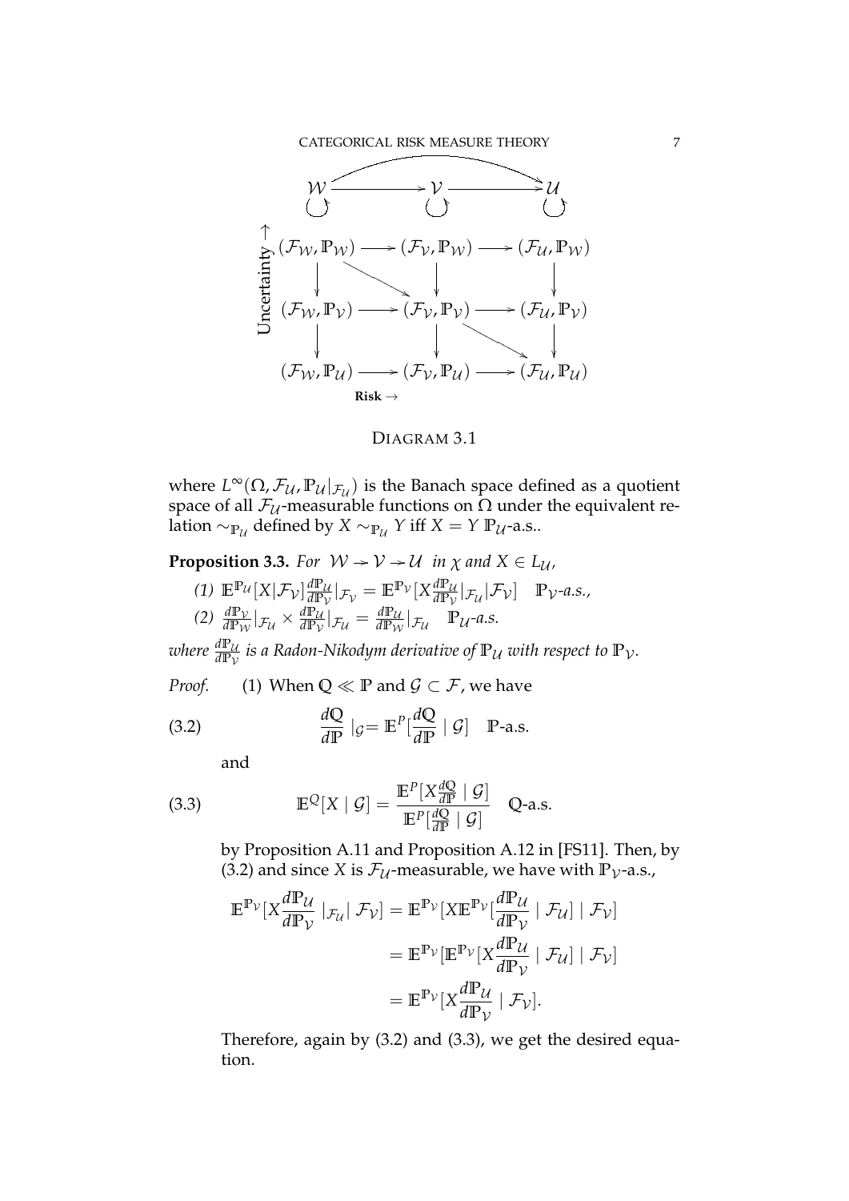$$
\begin{array}{ccccc}
\mathcal{W} & \longrightarrow & \mathcal{V} & \longrightarrow & \mathcal{U} \\
\circlearrowright & & \circlearrowright & & \circlearrowright \\
(\mathcal{F}_{\mathcal{W}}, \mathbb{P}_{\mathcal{W}}) & \longrightarrow & (\mathcal{F}_{\mathcal{V}}, \mathbb{P}_{\mathcal{W}}) & \longrightarrow & (\mathcal{F}_{\mathcal{U}}, \mathbb{P}_{\mathcal{W}}) \\
\downarrow & \searrow & \downarrow & & \downarrow \\
(\mathcal{F}_{\mathcal{W}}, \mathbb{P}_{\mathcal{V}}) & \longrightarrow & (\mathcal{F}_{\mathcal{V}}, \mathbb{P}_{\mathcal{V}}) & \longrightarrow & (\mathcal{F}_{\mathcal{U}}, \mathbb{P}_{\mathcal{V}}) \\
\downarrow & & \downarrow & \searrow & \downarrow \\
(\mathcal{F}_{\mathcal{W}}, \mathbb{P}_{\mathcal{U}}) & \longrightarrow & (\mathcal{F}_{\mathcal{V}}, \mathbb{P}_{\mathcal{U}}) & \longrightarrow & (\mathcal{F}_{\mathcal{U}}, \mathbb{P}_{\mathcal{U}})
\end{array}
$$

(Vertical axis: Uncertainty $\rightarrow$; horizontal axis: **Risk** $\rightarrow$; additional arrow $\mathcal{W} \to \mathcal{U}$.)

DIAGRAM 3.1

where $L^{\infty}(\Omega, \mathcal{F}_{\mathcal{U}}, \mathbb{P}_{\mathcal{U}}|_{\mathcal{F}_{\mathcal{U}}})$ is the Banach space defined as a quotient space of all $\mathcal{F}_{\mathcal{U}}$-measurable functions on $\Omega$ under the equivalent relation $\sim_{\mathbb{P}_{\mathcal{U}}}$ defined by $X \sim_{\mathbb{P}_{\mathcal{U}}} Y$ iff $X = Y$ $\mathbb{P}_{\mathcal{U}}$-a.s..

**Proposition 3.3.** *For* $\mathcal{W} \to \mathcal{V} \to \mathcal{U}$ *in* $\chi$ *and* $X \in L_{\mathcal{U}}$,

*(1)* $\mathbb{E}^{\mathbb{P}_{\mathcal{U}}}[X|\mathcal{F}_{\mathcal{V}}]\frac{d\mathbb{P}_{\mathcal{U}}}{d\mathbb{P}_{\mathcal{V}}}|_{\mathcal{F}_{\mathcal{V}}} = \mathbb{E}^{\mathbb{P}_{\mathcal{V}}}[X\frac{d\mathbb{P}_{\mathcal{U}}}{d\mathbb{P}_{\mathcal{V}}}|_{\mathcal{F}_{\mathcal{U}}}|\mathcal{F}_{\mathcal{V}}]$ $\quad \mathbb{P}_{\mathcal{V}}$*-a.s.,*

*(2)* $\frac{d\mathbb{P}_{\mathcal{V}}}{d\mathbb{P}_{\mathcal{W}}}|_{\mathcal{F}_{\mathcal{U}}} \times \frac{d\mathbb{P}_{\mathcal{U}}}{d\mathbb{P}_{\mathcal{V}}}|_{\mathcal{F}_{\mathcal{U}}} = \frac{d\mathbb{P}_{\mathcal{U}}}{d\mathbb{P}_{\mathcal{W}}}|_{\mathcal{F}_{\mathcal{U}}}$ $\quad \mathbb{P}_{\mathcal{U}}$*-a.s.*

*where* $\frac{d\mathbb{P}_{\mathcal{U}}}{d\mathbb{P}_{\mathcal{V}}}$ *is a Radon-Nikodym derivative of* $\mathbb{P}_{\mathcal{U}}$ *with respect to* $\mathbb{P}_{\mathcal{V}}$.

*Proof.* (1) When $\mathbb{Q} \ll \mathbb{P}$ and $\mathcal{G} \subset \mathcal{F}$, we have

$$
\frac{d\mathbb{Q}}{d\mathbb{P}} \mid_{\mathcal{G}} = \mathbb{E}^{P}[\frac{d\mathbb{Q}}{d\mathbb{P}} \mid \mathcal{G}] \quad \mathbb{P}\text{-a.s.} \tag{3.2}
$$

and

$$
\mathbb{E}^{\mathbb{Q}}[X \mid \mathcal{G}] = \frac{\mathbb{E}^{P}[X\frac{d\mathbb{Q}}{d\mathbb{P}} \mid \mathcal{G}]}{\mathbb{E}^{P}[\frac{d\mathbb{Q}}{d\mathbb{P}} \mid \mathcal{G}]} \quad \mathbb{Q}\text{-a.s.} \tag{3.3}
$$

by Proposition A.11 and Proposition A.12 in [FS11]. Then, by (3.2) and since $X$ is $\mathcal{F}_{\mathcal{U}}$-measurable, we have with $\mathbb{P}_{\mathcal{V}}$-a.s.,

$$
\begin{aligned}
\mathbb{E}^{\mathbb{P}_{\mathcal{V}}}[X\frac{d\mathbb{P}_{\mathcal{U}}}{d\mathbb{P}_{\mathcal{V}}} \mid_{\mathcal{F}_{\mathcal{U}}} \mid \mathcal{F}_{\mathcal{V}}] &= \mathbb{E}^{\mathbb{P}_{\mathcal{V}}}[X\mathbb{E}^{\mathbb{P}_{\mathcal{V}}}[\frac{d\mathbb{P}_{\mathcal{U}}}{d\mathbb{P}_{\mathcal{V}}} \mid \mathcal{F}_{\mathcal{U}}] \mid \mathcal{F}_{\mathcal{V}}] \\
&= \mathbb{E}^{\mathbb{P}_{\mathcal{V}}}[\mathbb{E}^{\mathbb{P}_{\mathcal{V}}}[X\frac{d\mathbb{P}_{\mathcal{U}}}{d\mathbb{P}_{\mathcal{V}}} \mid \mathcal{F}_{\mathcal{U}}] \mid \mathcal{F}_{\mathcal{V}}] \\
&= \mathbb{E}^{\mathbb{P}_{\mathcal{V}}}[X\frac{d\mathbb{P}_{\mathcal{U}}}{d\mathbb{P}_{\mathcal{V}}} \mid \mathcal{F}_{\mathcal{V}}].
\end{aligned}
$$

Therefore, again by (3.2) and (3.3), we get the desired equation.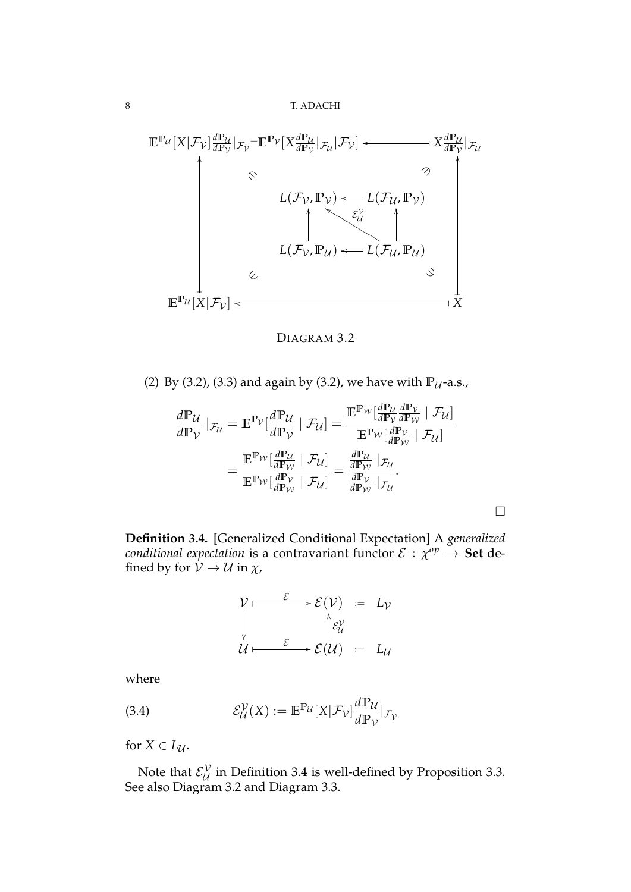$$
\begin{array}{ccccc}
\mathbb{E}^{\mathbb{P}_{\mathcal{U}}}[X|\mathcal{F}_{\mathcal{V}}]\frac{d\mathbb{P}_{\mathcal{U}}}{d\mathbb{P}_{\mathcal{V}}}|_{\mathcal{F}_{\mathcal{V}}}=\mathbb{E}^{\mathbb{P}_{\mathcal{V}}}[X\frac{d\mathbb{P}_{\mathcal{U}}}{d\mathbb{P}_{\mathcal{V}}}|_{\mathcal{F}_{\mathcal{U}}}|\mathcal{F}_{\mathcal{V}}] & & \longleftarrow & & X\frac{d\mathbb{P}_{\mathcal{U}}}{d\mathbb{P}_{\mathcal{V}}}|_{\mathcal{F}_{\mathcal{U}}} \\
\uparrow & \in & & \ni & \uparrow \\
& L(\mathcal{F}_{\mathcal{V}},\mathbb{P}_{\mathcal{V}}) & \longleftarrow & L(\mathcal{F}_{\mathcal{U}},\mathbb{P}_{\mathcal{V}}) & \\
& \uparrow & \nwarrow^{\mathcal{E}_{\mathcal{U}}^{\mathcal{V}}} & \uparrow & \\
& L(\mathcal{F}_{\mathcal{V}},\mathbb{P}_{\mathcal{U}}) & \longleftarrow & L(\mathcal{F}_{\mathcal{U}},\mathbb{P}_{\mathcal{U}}) & \\
 & \in & & \ni & \\
\mathbb{E}^{\mathbb{P}_{\mathcal{U}}}[X|\mathcal{F}_{\mathcal{V}}] & & \longleftarrow & & X
\end{array}
$$

DIAGRAM 3.2

(2) By (3.2), (3.3) and again by (3.2), we have with $\mathbb{P}_{\mathcal{U}}$-a.s.,

$$
\begin{aligned}
\frac{d\mathbb{P}_{\mathcal{U}}}{d\mathbb{P}_{\mathcal{V}}}\mid_{\mathcal{F}_{\mathcal{U}}} &= \mathbb{E}^{\mathbb{P}_{\mathcal{V}}}[\frac{d\mathbb{P}_{\mathcal{U}}}{d\mathbb{P}_{\mathcal{V}}}\mid \mathcal{F}_{\mathcal{U}}] = \frac{\mathbb{E}^{\mathbb{P}_{\mathcal{W}}}[\frac{d\mathbb{P}_{\mathcal{U}}}{d\mathbb{P}_{\mathcal{V}}}\frac{d\mathbb{P}_{\mathcal{V}}}{d\mathbb{P}_{\mathcal{W}}}\mid \mathcal{F}_{\mathcal{U}}]}{\mathbb{E}^{\mathbb{P}_{\mathcal{W}}}[\frac{d\mathbb{P}_{\mathcal{V}}}{d\mathbb{P}_{\mathcal{W}}}\mid \mathcal{F}_{\mathcal{U}}]} \\
&= \frac{\mathbb{E}^{\mathbb{P}_{\mathcal{W}}}[\frac{d\mathbb{P}_{\mathcal{U}}}{d\mathbb{P}_{\mathcal{W}}}\mid \mathcal{F}_{\mathcal{U}}]}{\mathbb{E}^{\mathbb{P}_{\mathcal{W}}}[\frac{d\mathbb{P}_{\mathcal{V}}}{d\mathbb{P}_{\mathcal{W}}}\mid \mathcal{F}_{\mathcal{U}}]} = \frac{\frac{d\mathbb{P}_{\mathcal{U}}}{d\mathbb{P}_{\mathcal{W}}}\mid_{\mathcal{F}_{\mathcal{U}}}}{\frac{d\mathbb{P}_{\mathcal{V}}}{d\mathbb{P}_{\mathcal{W}}}\mid_{\mathcal{F}_{\mathcal{U}}}}.
\end{aligned}
$$

□

**Definition 3.4.** [Generalized Conditional Expectation] A *generalized conditional expectation* is a contravariant functor $\mathcal{E} : \chi^{op} \to$ **Set** defined by for $\mathcal{V} \to \mathcal{U}$ in $\chi$,

$$
\begin{array}{ccccc}
\mathcal{V} & \overset{\mathcal{E}}{\longmapsto} & \mathcal{E}(\mathcal{V}) & := & L_{\mathcal{V}} \\
\downarrow & & \uparrow \mathcal{E}_{\mathcal{U}}^{\mathcal{V}} & & \\
\mathcal{U} & \overset{\mathcal{E}}{\longmapsto} & \mathcal{E}(\mathcal{U}) & := & L_{\mathcal{U}}
\end{array}
$$

where

$$
\mathcal{E}_{\mathcal{U}}^{\mathcal{V}}(X) := \mathbb{E}^{\mathbb{P}_{\mathcal{U}}}[X|\mathcal{F}_{\mathcal{V}}]\frac{d\mathbb{P}_{\mathcal{U}}}{d\mathbb{P}_{\mathcal{V}}}|_{\mathcal{F}_{\mathcal{V}}} \tag{3.4}
$$

for $X \in L_{\mathcal{U}}$.

Note that $\mathcal{E}_{\mathcal{U}}^{\mathcal{V}}$ in Definition 3.4 is well-defined by Proposition 3.3. See also Diagram 3.2 and Diagram 3.3.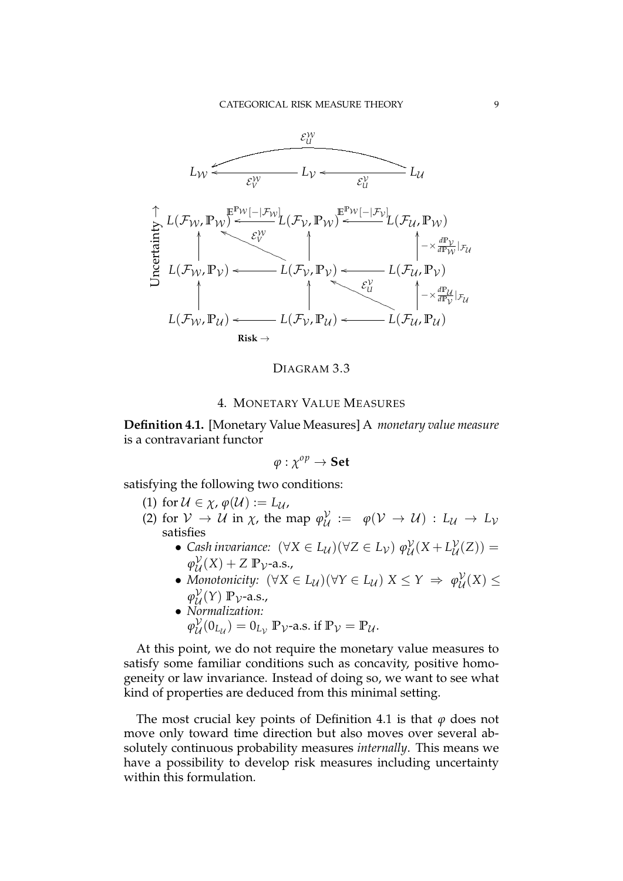$$
\begin{array}{ccccc}
 & & \overset{\mathcal{E}^{\mathcal{W}}_{\mathcal{U}}}{\longleftarrow\!\!\!-\!\!\!-\!\!\!-\!\!\!-\!\!\!-\!\!\!-\!\!\!-\!\!\!-\!\!\!-} & & \\
L_{\mathcal{W}} & \xleftarrow[\mathcal{E}^{\mathcal{W}}_{\mathcal{V}}]{} & L_{\mathcal{V}} & \xleftarrow[\mathcal{E}^{\mathcal{V}}_{\mathcal{U}}]{} & L_{\mathcal{U}}
\end{array}
$$

$$
\begin{array}{ccccc}
L(\mathcal{F}_{\mathcal{W}}, \mathbb{P}_{\mathcal{W}}) & \xleftarrow{\mathbb{E}^{\mathbb{P}_{\mathcal{W}}}[-|\mathcal{F}_{\mathcal{W}}]} & L(\mathcal{F}_{\mathcal{V}}, \mathbb{P}_{\mathcal{W}}) & \xleftarrow{\mathbb{E}^{\mathbb{P}_{\mathcal{W}}}[-|\mathcal{F}_{\mathcal{V}}]} & L(\mathcal{F}_{\mathcal{U}}, \mathbb{P}_{\mathcal{W}}) \\
\uparrow & \nwarrow^{\mathcal{E}^{\mathcal{W}}_{\mathcal{V}}} & \uparrow & & \uparrow {\scriptstyle -\times \frac{d\mathbb{P}_{\mathcal{V}}}{d\mathbb{P}_{\mathcal{W}}}|_{\mathcal{F}_{\mathcal{U}}}} \\
L(\mathcal{F}_{\mathcal{W}}, \mathbb{P}_{\mathcal{V}}) & \longleftarrow & L(\mathcal{F}_{\mathcal{V}}, \mathbb{P}_{\mathcal{V}}) & \longleftarrow & L(\mathcal{F}_{\mathcal{U}}, \mathbb{P}_{\mathcal{V}}) \\
\uparrow & & \uparrow & \nwarrow^{\mathcal{E}^{\mathcal{V}}_{\mathcal{U}}} & \uparrow {\scriptstyle -\times \frac{d\mathbb{P}_{\mathcal{U}}}{d\mathbb{P}_{\mathcal{V}}}|_{\mathcal{F}_{\mathcal{U}}}} \\
L(\mathcal{F}_{\mathcal{W}}, \mathbb{P}_{\mathcal{U}}) & \longleftarrow & L(\mathcal{F}_{\mathcal{V}}, \mathbb{P}_{\mathcal{U}}) & \longleftarrow & L(\mathcal{F}_{\mathcal{U}}, \mathbb{P}_{\mathcal{U}})
\end{array}
$$

(Vertical axis: Uncertainty $\rightarrow$; horizontal axis: **Risk** $\rightarrow$)

DIAGRAM 3.3

## 4. MONETARY VALUE MEASURES

**Definition 4.1.** [Monetary Value Measures] A *monetary value measure* is a contravariant functor

$$\varphi : \chi^{op} \to \mathbf{Set}$$

satisfying the following two conditions:

(1) for $\mathcal{U} \in \chi$, $\varphi(\mathcal{U}) := L_{\mathcal{U}}$,

(2) for $\mathcal{V} \to \mathcal{U}$ in $\chi$, the map $\varphi^{\mathcal{V}}_{\mathcal{U}} := \varphi(\mathcal{V} \to \mathcal{U}) : L_{\mathcal{U}} \to L_{\mathcal{V}}$ satisfies

- *Cash invariance:* $(\forall X \in L_{\mathcal{U}})(\forall Z \in L_{\mathcal{V}})\ \varphi^{\mathcal{V}}_{\mathcal{U}}(X + L^{\mathcal{V}}_{\mathcal{U}}(Z)) = \varphi^{\mathcal{V}}_{\mathcal{U}}(X) + Z\ \mathbb{P}_{\mathcal{V}}$-a.s.,
- *Monotonicity:* $(\forall X \in L_{\mathcal{U}})(\forall Y \in L_{\mathcal{U}})\ X \leq Y \Rightarrow \varphi^{\mathcal{V}}_{\mathcal{U}}(X) \leq \varphi^{\mathcal{V}}_{\mathcal{U}}(Y)\ \mathbb{P}_{\mathcal{V}}$-a.s.,
- *Normalization:* $\varphi^{\mathcal{V}}_{\mathcal{U}}(0_{L_{\mathcal{U}}}) = 0_{L_{\mathcal{V}}}\ \mathbb{P}_{\mathcal{V}}$-a.s. if $\mathbb{P}_{\mathcal{V}} = \mathbb{P}_{\mathcal{U}}$.

At this point, we do not require the monetary value measures to satisfy some familiar conditions such as concavity, positive homogeneity or law invariance. Instead of doing so, we want to see what kind of properties are deduced from this minimal setting.

The most crucial key points of Definition 4.1 is that $\varphi$ does not move only toward time direction but also moves over several absolutely continuous probability measures *internally*. This means we have a possibility to develop risk measures including uncertainty within this formulation.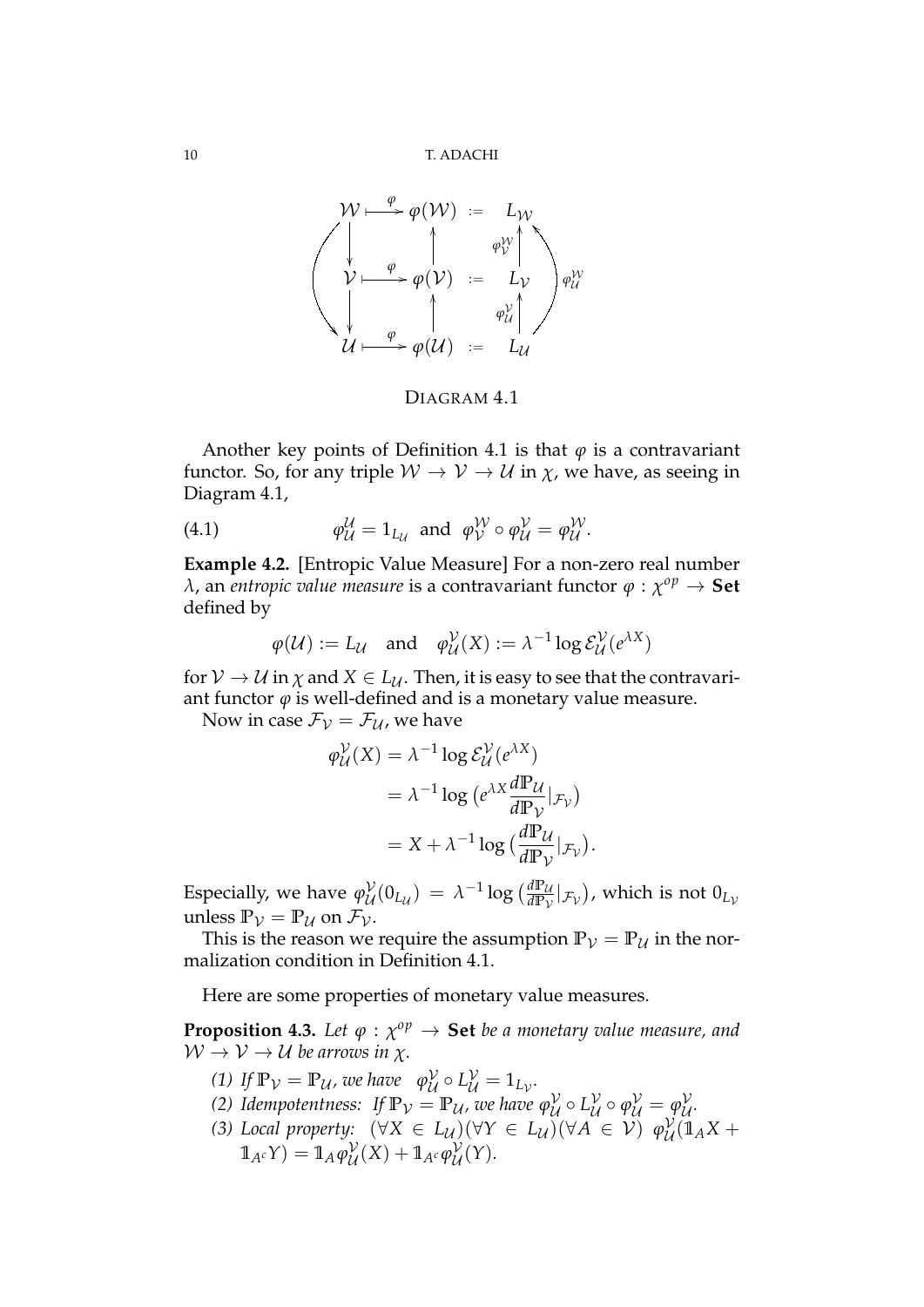$$
\begin{array}{ccccc}
\mathcal{W} & \overset{\varphi}{\longmapsto} & \varphi(\mathcal{W}) & := & L_{\mathcal{W}} \\
\downarrow & & \uparrow & & \uparrow \varphi^{\mathcal{W}}_{\mathcal{V}} \\
\mathcal{V} & \overset{\varphi}{\longmapsto} & \varphi(\mathcal{V}) & := & L_{\mathcal{V}} \\
\downarrow & & \uparrow & & \uparrow \varphi^{\mathcal{V}}_{\mathcal{U}} \\
\mathcal{U} & \overset{\varphi}{\longmapsto} & \varphi(\mathcal{U}) & := & L_{\mathcal{U}}
\end{array}
\qquad \varphi^{\mathcal{W}}_{\mathcal{U}}
$$

DIAGRAM 4.1

Another key points of Definition 4.1 is that $\varphi$ is a contravariant functor. So, for any triple $\mathcal{W} \to \mathcal{V} \to \mathcal{U}$ in $\chi$, we have, as seeing in Diagram 4.1,

$$
\varphi^{\mathcal{U}}_{\mathcal{U}} = 1_{L_{\mathcal{U}}} \text{ and } \varphi^{\mathcal{W}}_{\mathcal{V}} \circ \varphi^{\mathcal{V}}_{\mathcal{U}} = \varphi^{\mathcal{W}}_{\mathcal{U}}. \tag{4.1}
$$

**Example 4.2.** [Entropic Value Measure] For a non-zero real number $\lambda$, an *entropic value measure* is a contravariant functor $\varphi : \chi^{op} \to \mathbf{Set}$ defined by

$$
\varphi(\mathcal{U}) := L_{\mathcal{U}} \quad \text{and} \quad \varphi^{\mathcal{V}}_{\mathcal{U}}(X) := \lambda^{-1} \log \mathcal{E}^{\mathcal{V}}_{\mathcal{U}}(e^{\lambda X})
$$

for $\mathcal{V} \to \mathcal{U}$ in $\chi$ and $X \in L_{\mathcal{U}}$. Then, it is easy to see that the contravariant functor $\varphi$ is well-defined and is a monetary value measure.

Now in case $\mathcal{F}_{\mathcal{V}} = \mathcal{F}_{\mathcal{U}}$, we have

$$
\begin{aligned}
\varphi^{\mathcal{V}}_{\mathcal{U}}(X) &= \lambda^{-1} \log \mathcal{E}^{\mathcal{V}}_{\mathcal{U}}(e^{\lambda X}) \\
&= \lambda^{-1} \log \big(e^{\lambda X} \frac{d\mathbb{P}_{\mathcal{U}}}{d\mathbb{P}_{\mathcal{V}}}|_{\mathcal{F}_{\mathcal{V}}}\big) \\
&= X + \lambda^{-1} \log \big(\frac{d\mathbb{P}_{\mathcal{U}}}{d\mathbb{P}_{\mathcal{V}}}|_{\mathcal{F}_{\mathcal{V}}}\big).
\end{aligned}
$$

Especially, we have $\varphi^{\mathcal{V}}_{\mathcal{U}}(0_{L_{\mathcal{U}}}) = \lambda^{-1} \log \big(\frac{d\mathbb{P}_{\mathcal{U}}}{d\mathbb{P}_{\mathcal{V}}}|_{\mathcal{F}_{\mathcal{V}}}\big)$, which is not $0_{L_{\mathcal{V}}}$ unless $\mathbb{P}_{\mathcal{V}} = \mathbb{P}_{\mathcal{U}}$ on $\mathcal{F}_{\mathcal{V}}$.

This is the reason we require the assumption $\mathbb{P}_{\mathcal{V}} = \mathbb{P}_{\mathcal{U}}$ in the normalization condition in Definition 4.1.

Here are some properties of monetary value measures.

**Proposition 4.3.** *Let $\varphi : \chi^{op} \to \mathbf{Set}$ be a monetary value measure, and $\mathcal{W} \to \mathcal{V} \to \mathcal{U}$ be arrows in $\chi$.*

1. *If $\mathbb{P}_{\mathcal{V}} = \mathbb{P}_{\mathcal{U}}$, we have $\varphi^{\mathcal{V}}_{\mathcal{U}} \circ L^{\mathcal{V}}_{\mathcal{U}} = 1_{L_{\mathcal{V}}}$.*
2. *Idempotentness: If $\mathbb{P}_{\mathcal{V}} = \mathbb{P}_{\mathcal{U}}$, we have $\varphi^{\mathcal{V}}_{\mathcal{U}} \circ L^{\mathcal{V}}_{\mathcal{U}} \circ \varphi^{\mathcal{V}}_{\mathcal{U}} = \varphi^{\mathcal{V}}_{\mathcal{U}}$.*
3. *Local property: $(\forall X \in L_{\mathcal{U}})(\forall Y \in L_{\mathcal{U}})(\forall A \in \mathcal{V})$ $\varphi^{\mathcal{V}}_{\mathcal{U}}(\mathbb{1}_A X + \mathbb{1}_{A^c} Y) = \mathbb{1}_A \varphi^{\mathcal{V}}_{\mathcal{U}}(X) + \mathbb{1}_{A^c} \varphi^{\mathcal{V}}_{\mathcal{U}}(Y)$.*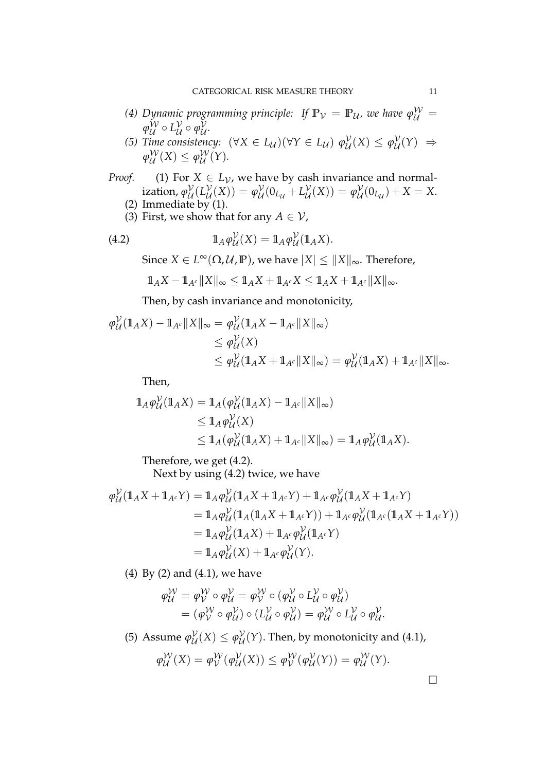(4) *Dynamic programming principle: If $\mathbb{P}_{\mathcal{V}} = \mathbb{P}_{\mathcal{U}}$, we have $\varphi^{\mathcal{W}}_{\mathcal{U}} = \varphi^{\mathcal{W}}_{\mathcal{U}} \circ L^{\mathcal{V}}_{\mathcal{U}} \circ \varphi^{\mathcal{V}}_{\mathcal{U}}$.*

(5) *Time consistency: $(\forall X \in L_{\mathcal{U}})(\forall Y \in L_{\mathcal{U}})\ \varphi^{\mathcal{V}}_{\mathcal{U}}(X) \leq \varphi^{\mathcal{V}}_{\mathcal{U}}(Y) \ \Rightarrow \ \varphi^{\mathcal{W}}_{\mathcal{U}}(X) \leq \varphi^{\mathcal{W}}_{\mathcal{U}}(Y)$.*

*Proof.* (1) For $X \in L_{\mathcal{V}}$, we have by cash invariance and normalization, $\varphi^{\mathcal{V}}_{\mathcal{U}}(L^{\mathcal{V}}_{\mathcal{U}}(X)) = \varphi^{\mathcal{V}}_{\mathcal{U}}(0_{L_{\mathcal{U}}} + L^{\mathcal{V}}_{\mathcal{U}}(X)) = \varphi^{\mathcal{V}}_{\mathcal{U}}(0_{L_{\mathcal{U}}}) + X = X$.

(2) Immediate by (1).

(3) First, we show that for any $A \in \mathcal{V}$,

$$\mathbb{1}_A \varphi^{\mathcal{V}}_{\mathcal{U}}(X) = \mathbb{1}_A \varphi^{\mathcal{V}}_{\mathcal{U}}(\mathbb{1}_A X). \tag{4.2}$$

Since $X \in L^{\infty}(\Omega, \mathcal{U}, \mathbb{P})$, we have $|X| \leq \|X\|_{\infty}$. Therefore,

$$\mathbb{1}_A X - \mathbb{1}_{A^c}\|X\|_{\infty} \leq \mathbb{1}_A X + \mathbb{1}_{A^c} X \leq \mathbb{1}_A X + \mathbb{1}_{A^c}\|X\|_{\infty}.$$

Then, by cash invariance and monotonicity,

$$\begin{aligned}
\varphi^{\mathcal{V}}_{\mathcal{U}}(\mathbb{1}_A X) - \mathbb{1}_{A^c}\|X\|_{\infty} &= \varphi^{\mathcal{V}}_{\mathcal{U}}(\mathbb{1}_A X - \mathbb{1}_{A^c}\|X\|_{\infty}) \\
&\leq \varphi^{\mathcal{V}}_{\mathcal{U}}(X) \\
&\leq \varphi^{\mathcal{V}}_{\mathcal{U}}(\mathbb{1}_A X + \mathbb{1}_{A^c}\|X\|_{\infty}) = \varphi^{\mathcal{V}}_{\mathcal{U}}(\mathbb{1}_A X) + \mathbb{1}_{A^c}\|X\|_{\infty}.
\end{aligned}$$

Then,

$$\begin{aligned}
\mathbb{1}_A \varphi^{\mathcal{V}}_{\mathcal{U}}(\mathbb{1}_A X) &= \mathbb{1}_A(\varphi^{\mathcal{V}}_{\mathcal{U}}(\mathbb{1}_A X) - \mathbb{1}_{A^c}\|X\|_{\infty}) \\
&\leq \mathbb{1}_A \varphi^{\mathcal{V}}_{\mathcal{U}}(X) \\
&\leq \mathbb{1}_A(\varphi^{\mathcal{V}}_{\mathcal{U}}(\mathbb{1}_A X) + \mathbb{1}_{A^c}\|X\|_{\infty}) = \mathbb{1}_A \varphi^{\mathcal{V}}_{\mathcal{U}}(\mathbb{1}_A X).
\end{aligned}$$

Therefore, we get (4.2).

Next by using (4.2) twice, we have

$$\begin{aligned}
\varphi^{\mathcal{V}}_{\mathcal{U}}(\mathbb{1}_A X + \mathbb{1}_{A^c} Y) &= \mathbb{1}_A \varphi^{\mathcal{V}}_{\mathcal{U}}(\mathbb{1}_A X + \mathbb{1}_{A^c} Y) + \mathbb{1}_{A^c} \varphi^{\mathcal{V}}_{\mathcal{U}}(\mathbb{1}_A X + \mathbb{1}_{A^c} Y) \\
&= \mathbb{1}_A \varphi^{\mathcal{V}}_{\mathcal{U}}(\mathbb{1}_A(\mathbb{1}_A X + \mathbb{1}_{A^c} Y)) + \mathbb{1}_{A^c} \varphi^{\mathcal{V}}_{\mathcal{U}}(\mathbb{1}_{A^c}(\mathbb{1}_A X + \mathbb{1}_{A^c} Y)) \\
&= \mathbb{1}_A \varphi^{\mathcal{V}}_{\mathcal{U}}(\mathbb{1}_A X) + \mathbb{1}_{A^c} \varphi^{\mathcal{V}}_{\mathcal{U}}(\mathbb{1}_{A^c} Y) \\
&= \mathbb{1}_A \varphi^{\mathcal{V}}_{\mathcal{U}}(X) + \mathbb{1}_{A^c} \varphi^{\mathcal{V}}_{\mathcal{U}}(Y).
\end{aligned}$$

(4) By (2) and (4.1), we have

$$\begin{aligned}
\varphi^{\mathcal{W}}_{\mathcal{U}} &= \varphi^{\mathcal{W}}_{\mathcal{V}} \circ \varphi^{\mathcal{V}}_{\mathcal{U}} = \varphi^{\mathcal{W}}_{\mathcal{V}} \circ (\varphi^{\mathcal{V}}_{\mathcal{U}} \circ L^{\mathcal{V}}_{\mathcal{U}} \circ \varphi^{\mathcal{V}}_{\mathcal{U}}) \\
&= (\varphi^{\mathcal{W}}_{\mathcal{V}} \circ \varphi^{\mathcal{V}}_{\mathcal{U}}) \circ (L^{\mathcal{V}}_{\mathcal{U}} \circ \varphi^{\mathcal{V}}_{\mathcal{U}}) = \varphi^{\mathcal{W}}_{\mathcal{U}} \circ L^{\mathcal{V}}_{\mathcal{U}} \circ \varphi^{\mathcal{V}}_{\mathcal{U}}.
\end{aligned}$$

(5) Assume $\varphi^{\mathcal{V}}_{\mathcal{U}}(X) \leq \varphi^{\mathcal{V}}_{\mathcal{U}}(Y)$. Then, by monotonicity and (4.1),

$$\varphi^{\mathcal{W}}_{\mathcal{U}}(X) = \varphi^{\mathcal{W}}_{\mathcal{V}}(\varphi^{\mathcal{V}}_{\mathcal{U}}(X)) \leq \varphi^{\mathcal{W}}_{\mathcal{V}}(\varphi^{\mathcal{V}}_{\mathcal{U}}(Y)) = \varphi^{\mathcal{W}}_{\mathcal{U}}(Y).$$

□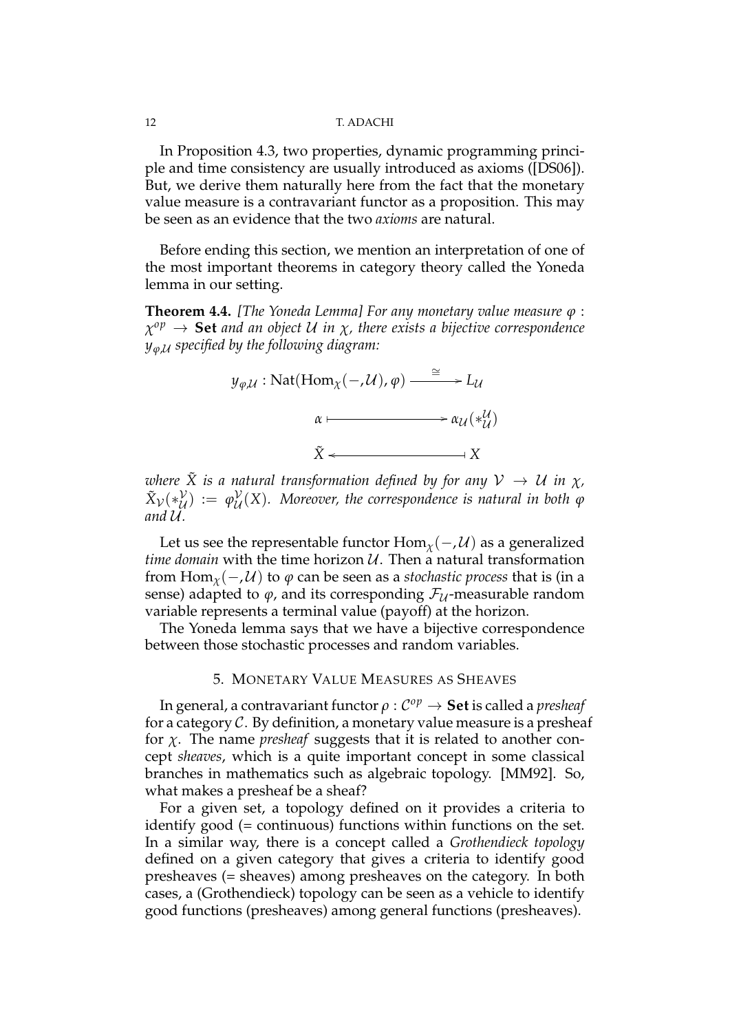In Proposition 4.3, two properties, dynamic programming principle and time consistency are usually introduced as axioms ([DS06]). But, we derive them naturally here from the fact that the monetary value measure is a contravariant functor as a proposition. This may be seen as an evidence that the two *axioms* are natural.

Before ending this section, we mention an interpretation of one of the most important theorems in category theory called the Yoneda lemma in our setting.

**Theorem 4.4.** *[The Yoneda Lemma] For any monetary value measure $\varphi : \chi^{op} \to$ **Set** and an object $\mathcal{U}$ in $\chi$, there exists a bijective correspondence $y_{\varphi,\mathcal{U}}$ specified by the following diagram:*

$$
\begin{array}{rcl}
y_{\varphi,\mathcal{U}} : \mathrm{Nat}(\mathrm{Hom}_{\chi}(-,\mathcal{U}), \varphi) & \xrightarrow{\cong} & L_{\mathcal{U}} \\
\alpha & \longmapsto & \alpha_{\mathcal{U}}(*_{\mathcal{U}}^{\mathcal{U}}) \\
\tilde{X} & \longleftarrow & X
\end{array}
$$

*where $\tilde{X}$ is a natural transformation defined by for any $\mathcal{V} \to \mathcal{U}$ in $\chi$, $\tilde{X}_{\mathcal{V}}(*_{\mathcal{U}}^{\mathcal{V}}) := \varphi_{\mathcal{U}}^{\mathcal{V}}(X)$. Moreover, the correspondence is natural in both $\varphi$ and $\mathcal{U}$.*

Let us see the representable functor $\mathrm{Hom}_{\chi}(-,\mathcal{U})$ as a generalized *time domain* with the time horizon $\mathcal{U}$. Then a natural transformation from $\mathrm{Hom}_{\chi}(-,\mathcal{U})$ to $\varphi$ can be seen as a *stochastic process* that is (in a sense) adapted to $\varphi$, and its corresponding $\mathcal{F}_{\mathcal{U}}$-measurable random variable represents a terminal value (payoff) at the horizon.

The Yoneda lemma says that we have a bijective correspondence between those stochastic processes and random variables.

## 5. Monetary Value Measures as Sheaves

In general, a contravariant functor $\rho : \mathcal{C}^{op} \to$ **Set** is called a *presheaf* for a category $\mathcal{C}$. By definition, a monetary value measure is a presheaf for $\chi$. The name *presheaf* suggests that it is related to another concept *sheaves*, which is a quite important concept in some classical branches in mathematics such as algebraic topology. [MM92]. So, what makes a presheaf be a sheaf?

For a given set, a topology defined on it provides a criteria to identify good (= continuous) functions within functions on the set. In a similar way, there is a concept called a *Grothendieck topology* defined on a given category that gives a criteria to identify good presheaves (= sheaves) among presheaves on the category. In both cases, a (Grothendieck) topology can be seen as a vehicle to identify good functions (presheaves) among general functions (presheaves).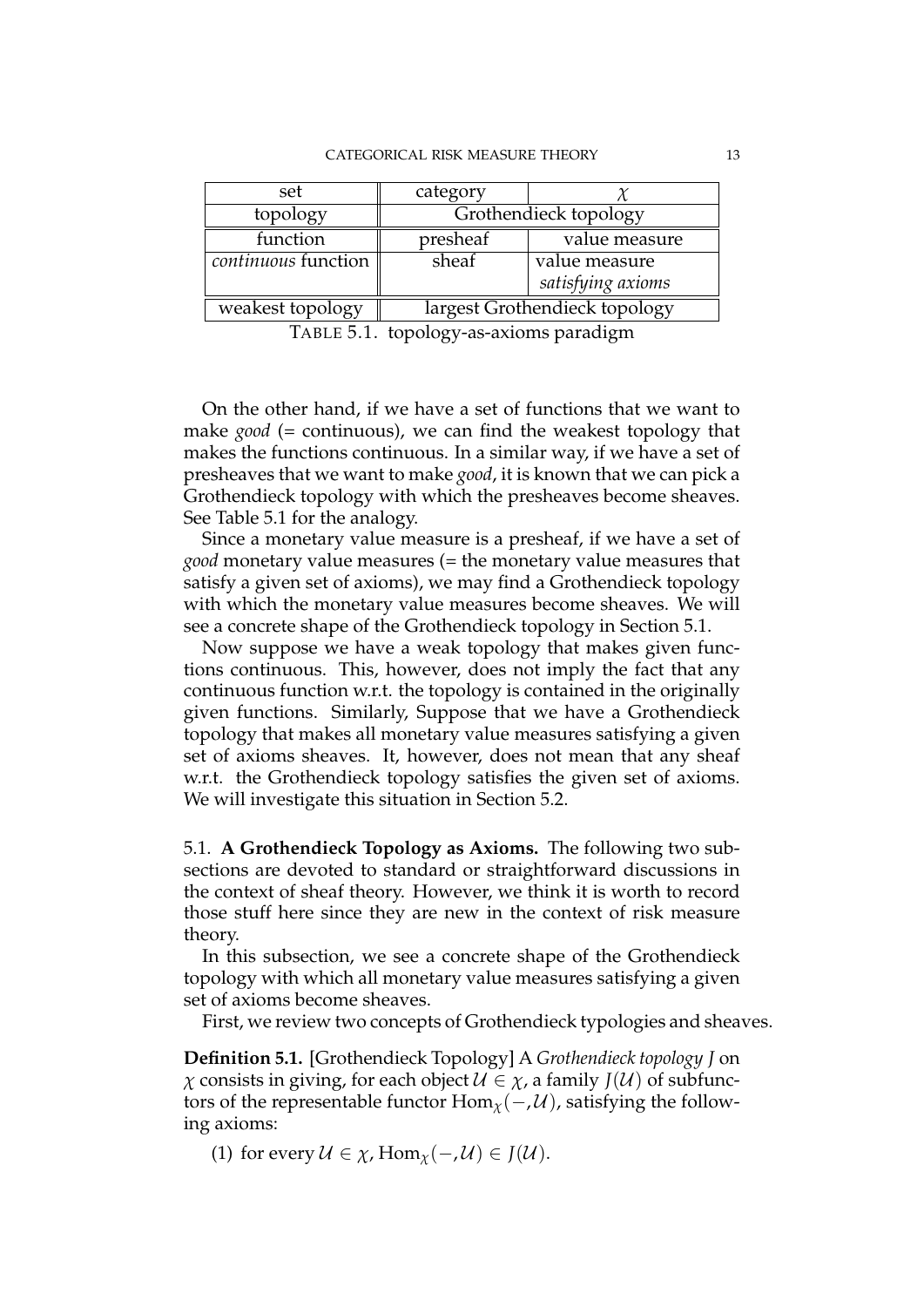| set | category | $\chi$ |
|---|---|---|
| topology | Grothendieck topology | |
| function | presheaf | value measure |
| *continuous* function | sheaf | value measure *satisfying axioms* |
| weakest topology | largest Grothendieck topology | |

TABLE 5.1. topology-as-axioms paradigm

On the other hand, if we have a set of functions that we want to make *good* (= continuous), we can find the weakest topology that makes the functions continuous. In a similar way, if we have a set of presheaves that we want to make *good*, it is known that we can pick a Grothendieck topology with which the presheaves become sheaves. See Table 5.1 for the analogy.

Since a monetary value measure is a presheaf, if we have a set of *good* monetary value measures (= the monetary value measures that satisfy a given set of axioms), we may find a Grothendieck topology with which the monetary value measures become sheaves. We will see a concrete shape of the Grothendieck topology in Section 5.1.

Now suppose we have a weak topology that makes given functions continuous. This, however, does not imply the fact that any continuous function w.r.t. the topology is contained in the originally given functions. Similarly, Suppose that we have a Grothendieck topology that makes all monetary value measures satisfying a given set of axioms sheaves. It, however, does not mean that any sheaf w.r.t. the Grothendieck topology satisfies the given set of axioms. We will investigate this situation in Section 5.2.

5.1. **A Grothendieck Topology as Axioms.** The following two subsections are devoted to standard or straightforward discussions in the context of sheaf theory. However, we think it is worth to record those stuff here since they are new in the context of risk measure theory.

In this subsection, we see a concrete shape of the Grothendieck topology with which all monetary value measures satisfying a given set of axioms become sheaves.

First, we review two concepts of Grothendieck typologies and sheaves.

**Definition 5.1.** [Grothendieck Topology] A *Grothendieck topology* $J$ on $\chi$ consists in giving, for each object $\mathcal{U} \in \chi$, a family $J(\mathcal{U})$ of subfunctors of the representable functor $\mathrm{Hom}_{\chi}(-, \mathcal{U})$, satisfying the following axioms:

(1) for every $\mathcal{U} \in \chi$, $\mathrm{Hom}_{\chi}(-, \mathcal{U}) \in J(\mathcal{U})$.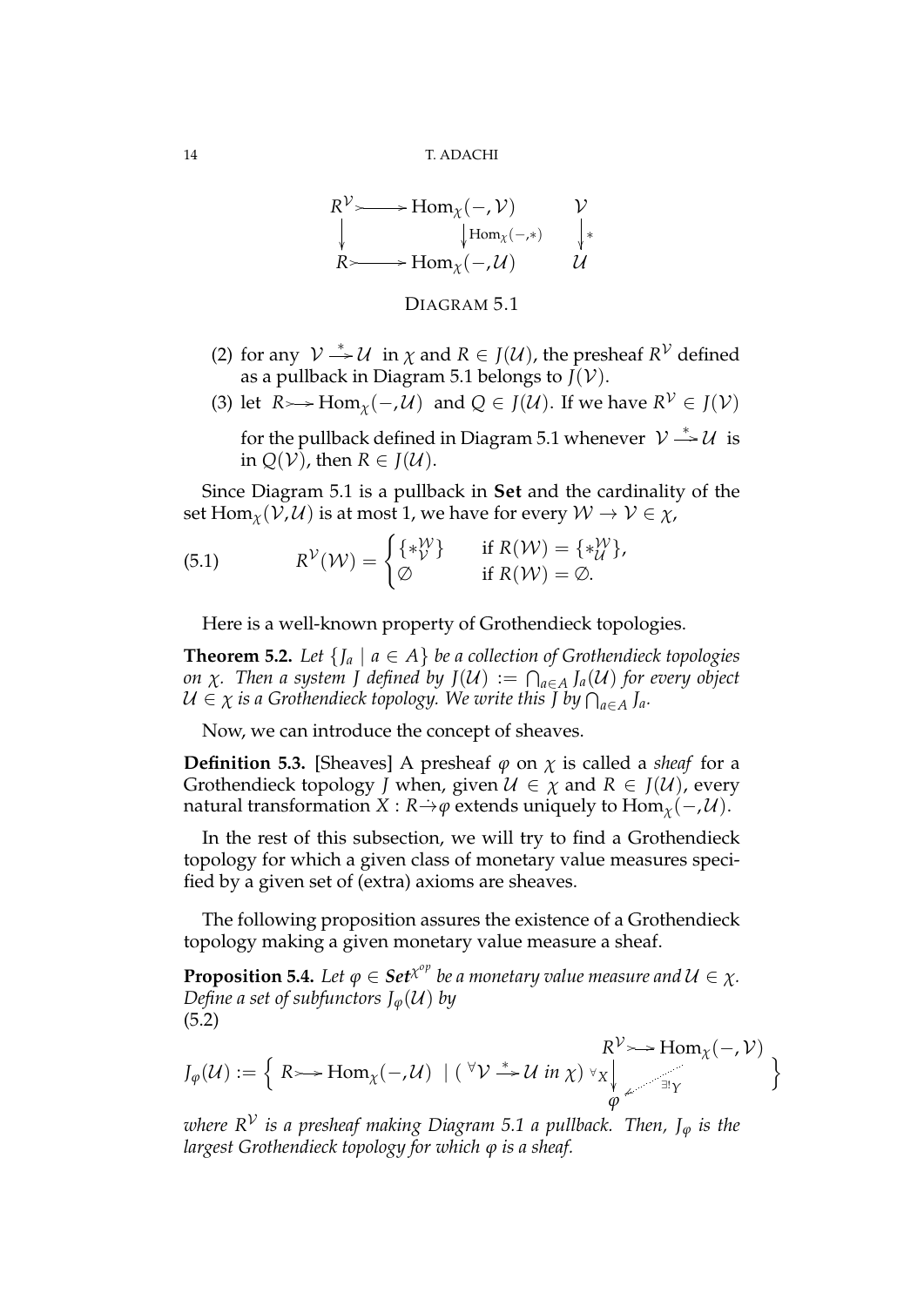$$
\begin{array}{ccc}
R^{\mathcal{V}} \rightarrowtail & \mathrm{Hom}_{\chi}(-,\mathcal{V}) & \mathcal{V} \\
\downarrow & \downarrow \mathrm{Hom}_{\chi}(-,*) & \downarrow * \\
R \rightarrowtail & \mathrm{Hom}_{\chi}(-,\mathcal{U}) & \mathcal{U}
\end{array}
$$

DIAGRAM 5.1

(2) for any $\mathcal{V} \xrightarrow{*} \mathcal{U}$ in $\chi$ and $R \in J(\mathcal{U})$, the presheaf $R^{\mathcal{V}}$ defined as a pullback in Diagram 5.1 belongs to $J(\mathcal{V})$.

(3) let $R \rightarrowtail \mathrm{Hom}_{\chi}(-,\mathcal{U})$ and $Q \in J(\mathcal{U})$. If we have $R^{\mathcal{V}} \in J(\mathcal{V})$ for the pullback defined in Diagram 5.1 whenever $\mathcal{V} \xrightarrow{*} \mathcal{U}$ is in $Q(\mathcal{V})$, then $R \in J(\mathcal{U})$.

Since Diagram 5.1 is a pullback in **Set** and the cardinality of the set $\mathrm{Hom}_{\chi}(\mathcal{V},\mathcal{U})$ is at most 1, we have for every $\mathcal{W} \to \mathcal{V} \in \chi$,

$$
R^{\mathcal{V}}(\mathcal{W}) = \begin{cases} \{*_{\mathcal{V}}^{\mathcal{W}}\} & \text{if } R(\mathcal{W}) = \{*_{\mathcal{U}}^{\mathcal{W}}\}, \\ \varnothing & \text{if } R(\mathcal{W}) = \varnothing. \end{cases} \tag{5.1}
$$

Here is a well-known property of Grothendieck topologies.

**Theorem 5.2.** *Let $\{J_a \mid a \in A\}$ be a collection of Grothendieck topologies on $\chi$. Then a system $J$ defined by $J(\mathcal{U}) := \bigcap_{a\in A} J_a(\mathcal{U})$ for every object $\mathcal{U} \in \chi$ is a Grothendieck topology. We write this $J$ by $\bigcap_{a\in A} J_a$.*

Now, we can introduce the concept of sheaves.

**Definition 5.3.** [Sheaves] A presheaf $\varphi$ on $\chi$ is called a *sheaf* for a Grothendieck topology $J$ when, given $\mathcal{U} \in \chi$ and $R \in J(\mathcal{U})$, every natural transformation $X : R \dot{\to} \varphi$ extends uniquely to $\mathrm{Hom}_{\chi}(-,\mathcal{U})$.

In the rest of this subsection, we will try to find a Grothendieck topology for which a given class of monetary value measures specified by a given set of (extra) axioms are sheaves.

The following proposition assures the existence of a Grothendieck topology making a given monetary value measure a sheaf.

**Proposition 5.4.** *Let $\varphi \in \mathbf{Set}^{\chi^{op}}$ be a monetary value measure and $\mathcal{U} \in \chi$. Define a set of subfunctors $J_{\varphi}(\mathcal{U})$ by*

$$
J_{\varphi}(\mathcal{U}) := \left\{ R \rightarrowtail \mathrm{Hom}_{\chi}(-,\mathcal{U}) \;\middle|\; (\,{}^{\forall}\mathcal{V} \xrightarrow{*} \mathcal{U} \text{ in } \chi)\; \begin{array}{ccc} R^{\mathcal{V}} & \rightarrowtail & \mathrm{Hom}_{\chi}(-,\mathcal{V}) \\ {}^{\forall}X \downarrow & \swarrow_{\exists! Y} & \\ \varphi & & \end{array} \right\} \tag{5.2}
$$

*where $R^{\mathcal{V}}$ is a presheaf making Diagram 5.1 a pullback. Then, $J_{\varphi}$ is the largest Grothendieck topology for which $\varphi$ is a sheaf.*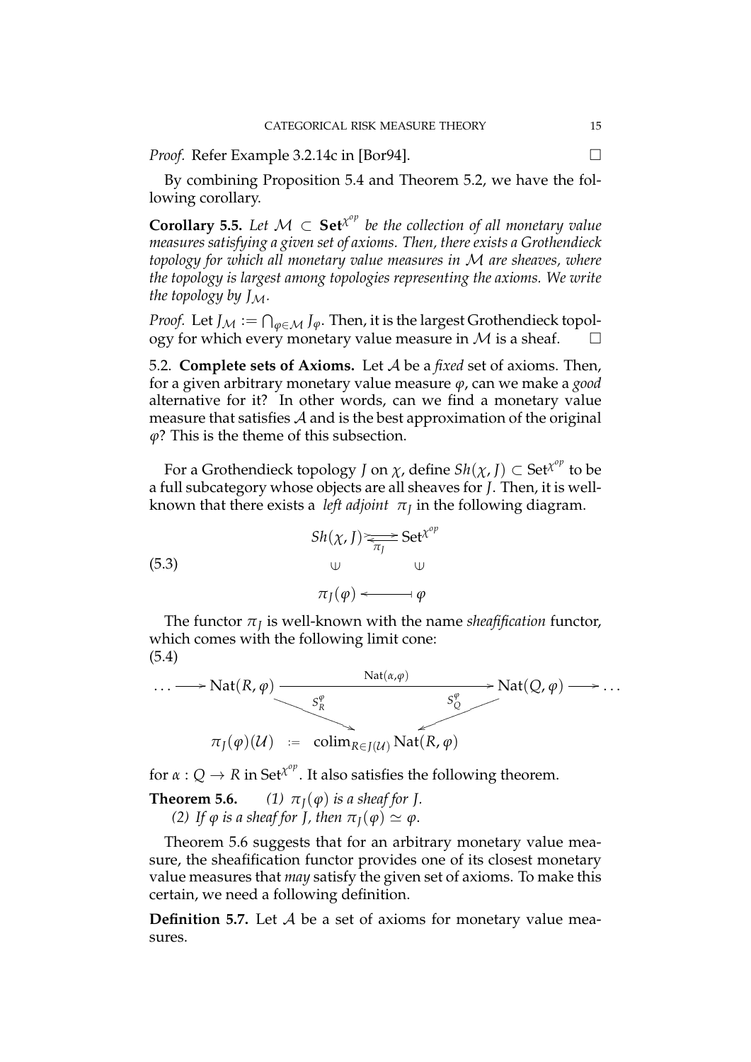*Proof.* Refer Example 3.2.14c in [Bor94]. $\square$

By combining Proposition 5.4 and Theorem 5.2, we have the following corollary.

**Corollary 5.5.** *Let $\mathcal{M} \subset \mathbf{Set}^{\chi^{op}}$ be the collection of all monetary value measures satisfying a given set of axioms. Then, there exists a Grothendieck topology for which all monetary value measures in $\mathcal{M}$ are sheaves, where the topology is largest among topologies representing the axioms. We write the topology by $J_{\mathcal{M}}$.*

*Proof.* Let $J_{\mathcal{M}} := \bigcap_{\varphi \in \mathcal{M}} J_{\varphi}$. Then, it is the largest Grothendieck topology for which every monetary value measure in $\mathcal{M}$ is a sheaf. $\square$

5.2. **Complete sets of Axioms.** Let $\mathcal{A}$ be a *fixed* set of axioms. Then, for a given arbitrary monetary value measure $\varphi$, can we make a *good* alternative for it? In other words, can we find a monetary value measure that satisfies $\mathcal{A}$ and is the best approximation of the original $\varphi$? This is the theme of this subsection.

For a Grothendieck topology $J$ on $\chi$, define $Sh(\chi, J) \subset \mathrm{Set}^{\chi^{op}}$ to be a full subcategory whose objects are all sheaves for $J$. Then, it is well-known that there exists a *left adjoint* $\pi_J$ in the following diagram.

$$
\begin{array}{ccc}
Sh(\chi, J) & \underset{\pi_J}{\overset{\longrightarrow}{\longleftarrow}} & \mathrm{Set}^{\chi^{op}} \\
\cup & & \cup \\
\pi_J(\varphi) & \longleftarrow & \varphi
\end{array}
\tag{5.3}
$$

The functor $\pi_J$ is well-known with the name *sheafification* functor, which comes with the following limit cone:

$$
\begin{array}{ccccc}
\ldots \longrightarrow \mathrm{Nat}(R, \varphi) & & \xrightarrow{\quad \mathrm{Nat}(\alpha, \varphi) \quad} & & \mathrm{Nat}(Q, \varphi) \longrightarrow \ldots \\
& \searrow^{S_R^{\varphi}} & & \swarrow^{S_Q^{\varphi}} & \\
& \pi_J(\varphi)(\mathcal{U}) & := & \mathrm{colim}_{R \in J(\mathcal{U})} \mathrm{Nat}(R, \varphi) &
\end{array}
\tag{5.4}
$$

for $\alpha : Q \to R$ in $\mathrm{Set}^{\chi^{op}}$. It also satisfies the following theorem.

**Theorem 5.6.** *(1) $\pi_J(\varphi)$ is a sheaf for $J$.*
*(2) If $\varphi$ is a sheaf for $J$, then $\pi_J(\varphi) \simeq \varphi$.*

Theorem 5.6 suggests that for an arbitrary monetary value measure, the sheafification functor provides one of its closest monetary value measures that *may* satisfy the given set of axioms. To make this certain, we need a following definition.

**Definition 5.7.** Let $\mathcal{A}$ be a set of axioms for monetary value measures.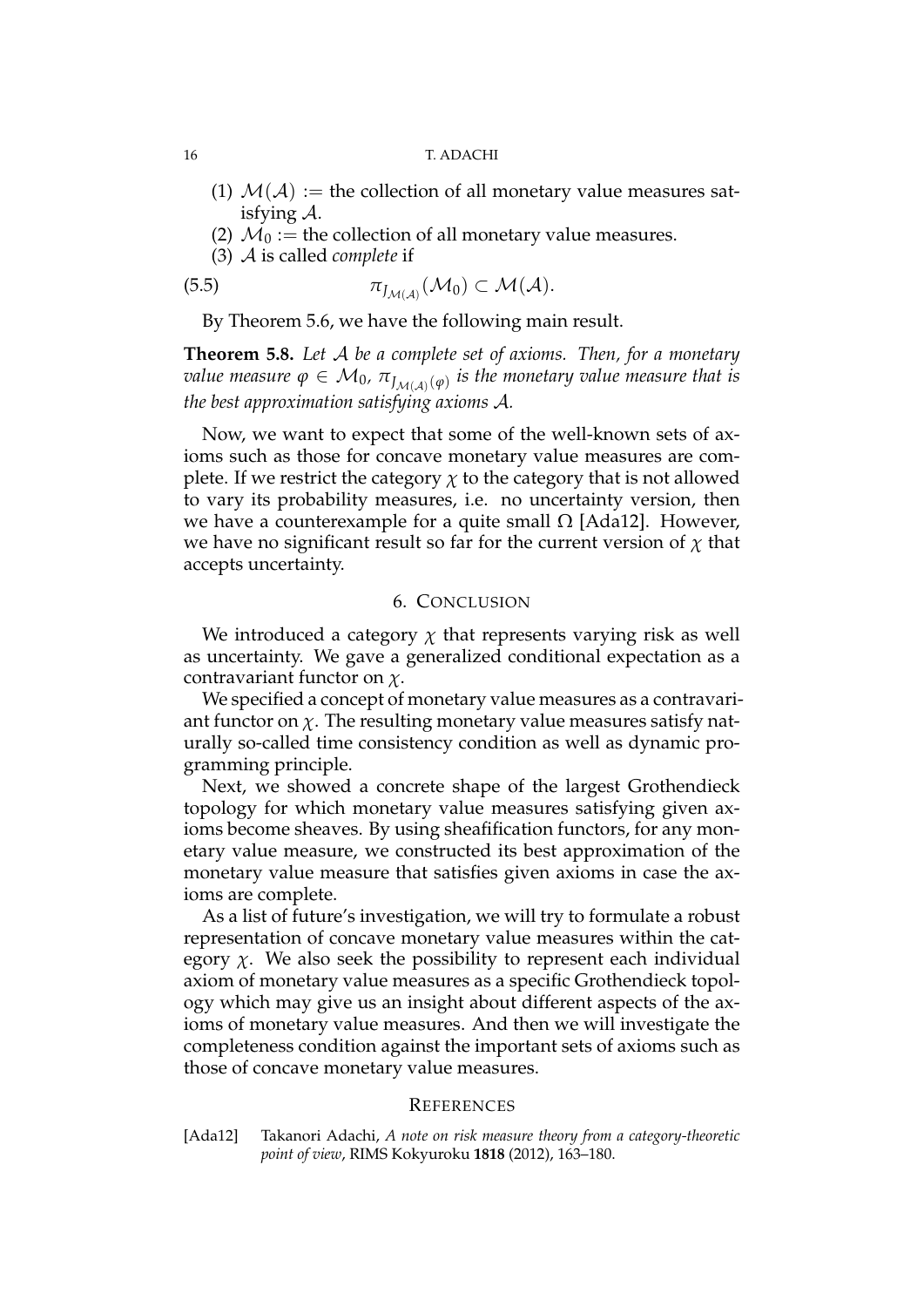(1) $\mathcal{M}(\mathcal{A}) :=$ the collection of all monetary value measures satisfying $\mathcal{A}$.

(2) $\mathcal{M}_0 :=$ the collection of all monetary value measures.

(3) $\mathcal{A}$ is called *complete* if

$$\pi_{J_{\mathcal{M}(\mathcal{A})}}(\mathcal{M}_0) \subset \mathcal{M}(\mathcal{A}). \tag{5.5}$$

By Theorem 5.6, we have the following main result.

**Theorem 5.8.** *Let $\mathcal{A}$ be a complete set of axioms. Then, for a monetary value measure $\varphi \in \mathcal{M}_0$, $\pi_{J_{\mathcal{M}(\mathcal{A})}(\varphi)}$ is the monetary value measure that is the best approximation satisfying axioms $\mathcal{A}$.*

Now, we want to expect that some of the well-known sets of axioms such as those for concave monetary value measures are complete. If we restrict the category $\chi$ to the category that is not allowed to vary its probability measures, i.e. no uncertainty version, then we have a counterexample for a quite small $\Omega$ [Ada12]. However, we have no significant result so far for the current version of $\chi$ that accepts uncertainty.

## 6. Conclusion

We introduced a category $\chi$ that represents varying risk as well as uncertainty. We gave a generalized conditional expectation as a contravariant functor on $\chi$.

We specified a concept of monetary value measures as a contravariant functor on $\chi$. The resulting monetary value measures satisfy naturally so-called time consistency condition as well as dynamic programming principle.

Next, we showed a concrete shape of the largest Grothendieck topology for which monetary value measures satisfying given axioms become sheaves. By using sheafification functors, for any monetary value measure, we constructed its best approximation of the monetary value measure that satisfies given axioms in case the axioms are complete.

As a list of future's investigation, we will try to formulate a robust representation of concave monetary value measures within the category $\chi$. We also seek the possibility to represent each individual axiom of monetary value measures as a specific Grothendieck topology which may give us an insight about different aspects of the axioms of monetary value measures. And then we will investigate the completeness condition against the important sets of axioms such as those of concave monetary value measures.

## References

[Ada12] Takanori Adachi, *A note on risk measure theory from a category-theoretic point of view*, RIMS Kokyuroku **1818** (2012), 163–180.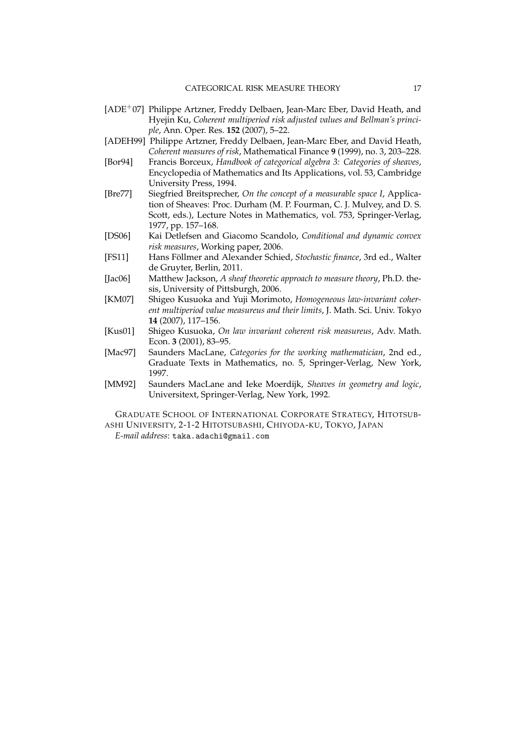[ADE$^{+}$07] Philippe Artzner, Freddy Delbaen, Jean-Marc Eber, David Heath, and Hyejin Ku, *Coherent multiperiod risk adjusted values and Bellman's principle*, Ann. Oper. Res. **152** (2007), 5–22.

[ADEH99] Philippe Artzner, Freddy Delbaen, Jean-Marc Eber, and David Heath, *Coherent measures of risk*, Mathematical Finance **9** (1999), no. 3, 203–228.

[Bor94] Francis Borceux, *Handbook of categorical algebra 3: Categories of sheaves*, Encyclopedia of Mathematics and Its Applications, vol. 53, Cambridge University Press, 1994.

[Bre77] Siegfried Breitsprecher, *On the concept of a measurable space I*, Application of Sheaves: Proc. Durham (M. P. Fourman, C. J. Mulvey, and D. S. Scott, eds.), Lecture Notes in Mathematics, vol. 753, Springer-Verlag, 1977, pp. 157–168.

[DS06] Kai Detlefsen and Giacomo Scandolo, *Conditional and dynamic convex risk measures*, Working paper, 2006.

[FS11] Hans Föllmer and Alexander Schied, *Stochastic finance*, 3rd ed., Walter de Gruyter, Berlin, 2011.

[Jac06] Matthew Jackson, *A sheaf theoretic approach to measure theory*, Ph.D. thesis, University of Pittsburgh, 2006.

[KM07] Shigeo Kusuoka and Yuji Morimoto, *Homogeneous law-invariant coherent multiperiod value measureus and their limits*, J. Math. Sci. Univ. Tokyo **14** (2007), 117–156.

[Kus01] Shigeo Kusuoka, *On law invariant coherent risk measureus*, Adv. Math. Econ. **3** (2001), 83–95.

[Mac97] Saunders MacLane, *Categories for the working mathematician*, 2nd ed., Graduate Texts in Mathematics, no. 5, Springer-Verlag, New York, 1997.

[MM92] Saunders MacLane and Ieke Moerdijk, *Sheaves in geometry and logic*, Universitext, Springer-Verlag, New York, 1992.

Graduate School of International Corporate Strategy, Hitotsubashi University, 2-1-2 Hitotsubashi, Chiyoda-ku, Tokyo, Japan

*E-mail address*: taka.adachi@gmail.com